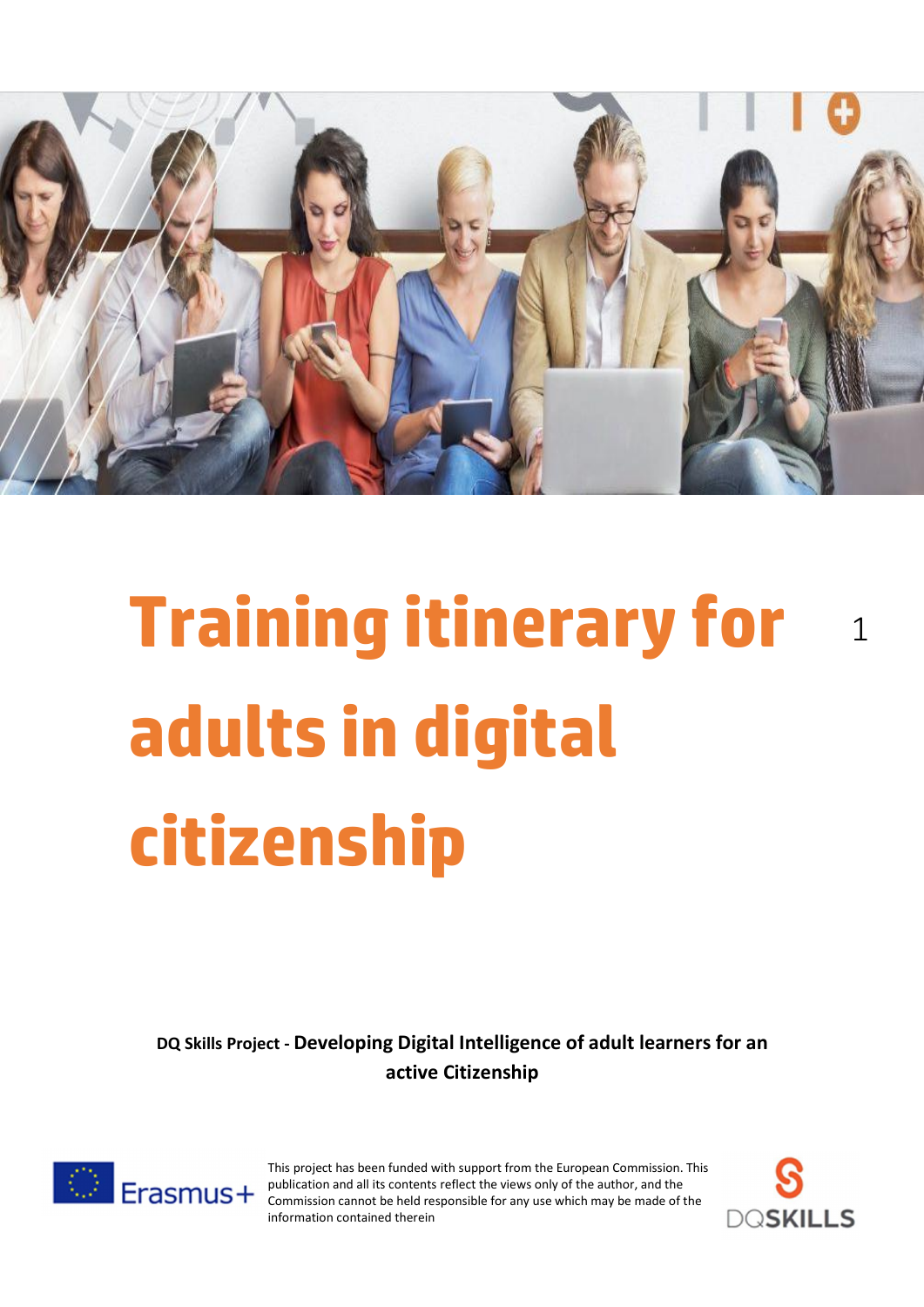# Training itinerary for adults in digital citizenship

**DQ Skills Project - Developing Digital Intelligence of adult learners for an active Citizenship**

Erasmus+

This project has been funded with support from the European Commission. This publication and all its contents reflect the views only of the author, and the Commission cannot be held responsible for any use which may be made of the information contained therein

DQSKILLS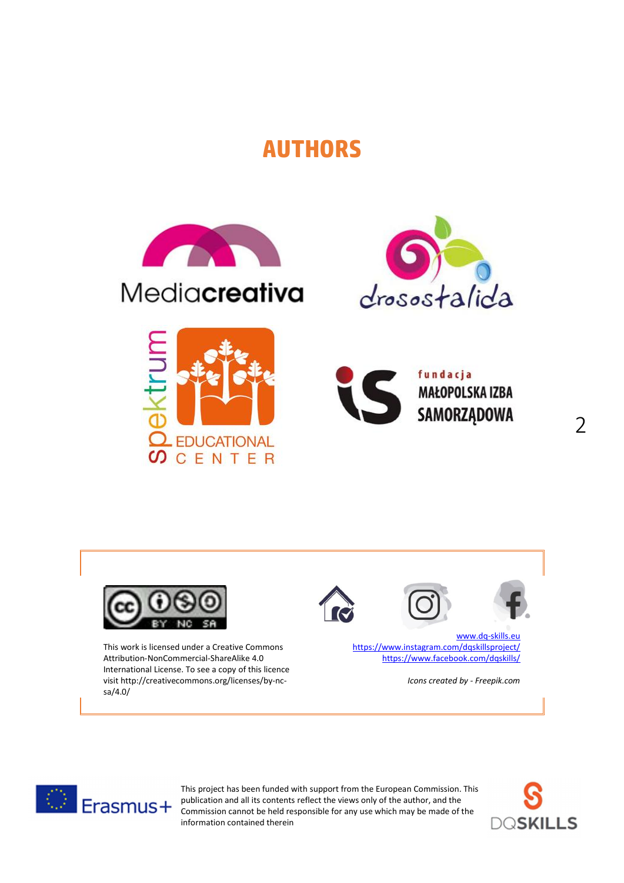# AUTHORS

This work is licensed under a Creative Commons Attribution-NonCommercial-ShareAlike 4.0 International License. To see a copy of this licence visit http://creativecommons.org/licenses/by-nc-sa/4.0/

www.dq-skills.eu
https://www.instagram.com/dqskillsproject/
https://www.facebook.com/dqskills/

*Icons created by - Freepik.com*

This project has been funded with support from the European Commission. This publication and all its contents reflect the views only of the author, and the Commission cannot be held responsible for any use which may be made of the information contained therein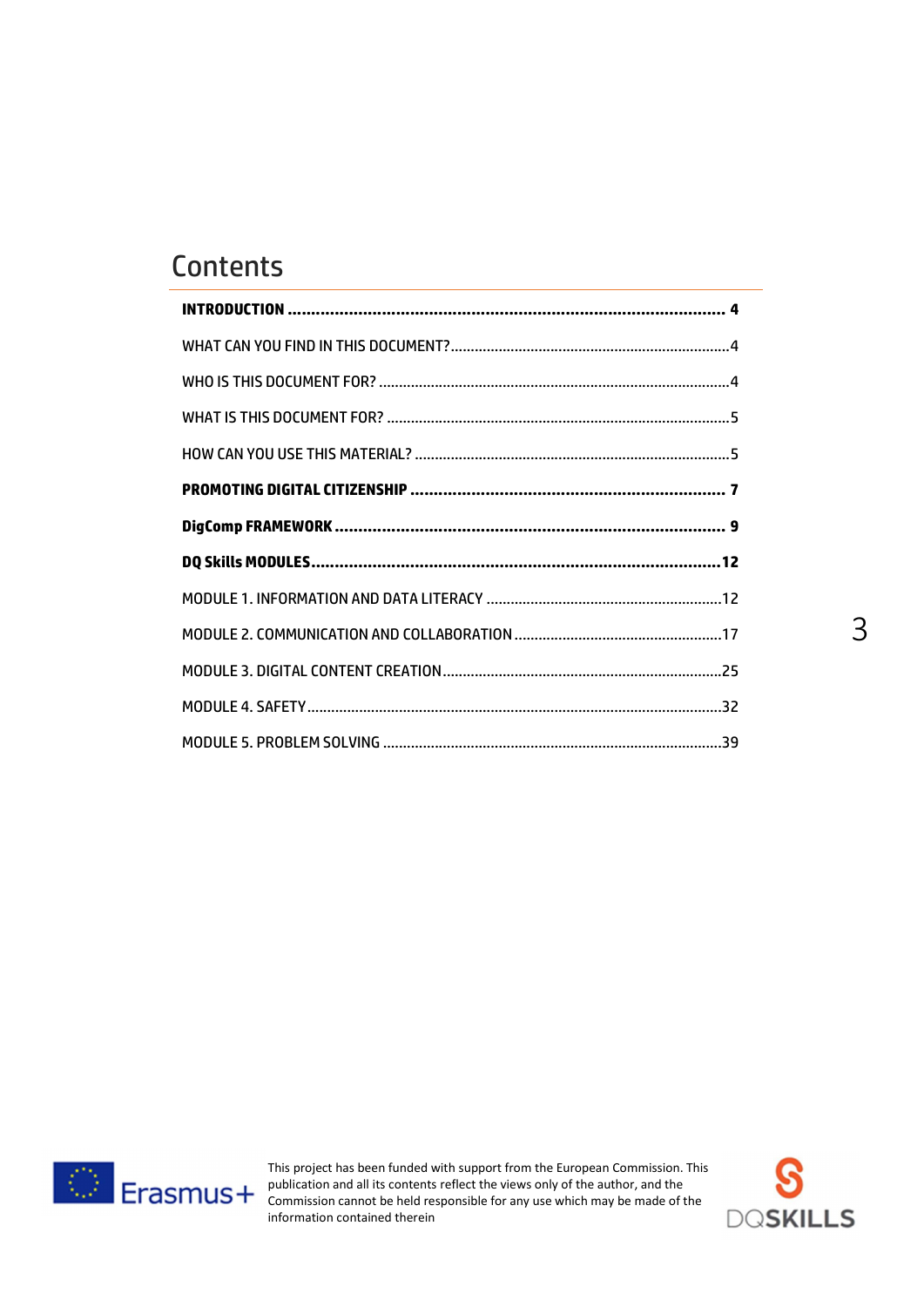# Contents

**INTRODUCTION ............................................................................................ 4**

WHAT CAN YOU FIND IN THIS DOCUMENT?.....................................................................4

WHO IS THIS DOCUMENT FOR? .......................................................................................4

WHAT IS THIS DOCUMENT FOR? .....................................................................................5

HOW CAN YOU USE THIS MATERIAL? ..............................................................................5

**PROMOTING DIGITAL CITIZENSHIP .................................................................. 7**

**DigComp FRAMEWORK .................................................................................. 9**

**DQ Skills MODULES........................................................................................12**

MODULE 1. INFORMATION AND DATA LITERACY ..........................................................12

MODULE 2. COMMUNICATION AND COLLABORATION ...................................................17

MODULE 3. DIGITAL CONTENT CREATION.....................................................................25

MODULE 4. SAFETY.......................................................................................................32

MODULE 5. PROBLEM SOLVING ....................................................................................39

This project has been funded with support from the European Commission. This publication and all its contents reflect the views only of the author, and the Commission cannot be held responsible for any use which may be made of the information contained therein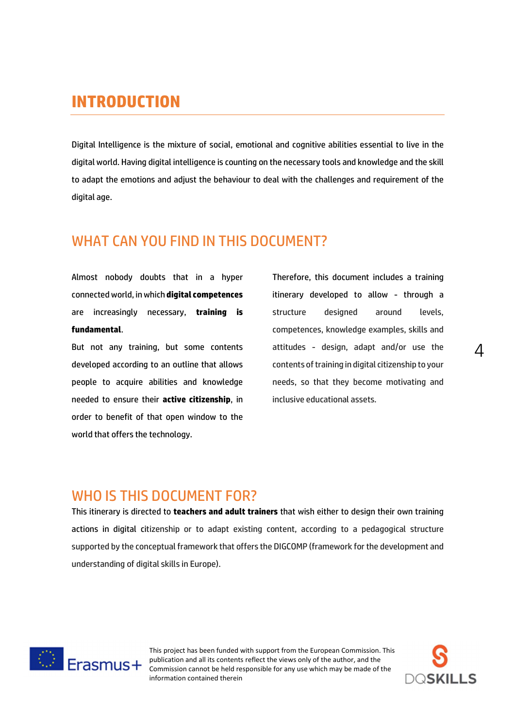# INTRODUCTION

Digital Intelligence is the mixture of social, emotional and cognitive abilities essential to live in the digital world. Having digital intelligence is counting on the necessary tools and knowledge and the skill to adapt the emotions and adjust the behaviour to deal with the challenges and requirement of the digital age.

## WHAT CAN YOU FIND IN THIS DOCUMENT?

Almost nobody doubts that in a hyper connected world, in which **digital competences** are increasingly necessary, **training is fundamental**.

But not any training, but some contents developed according to an outline that allows people to acquire abilities and knowledge needed to ensure their **active citizenship**, in order to benefit of that open window to the world that offers the technology.

Therefore, this document includes a training itinerary developed to allow - through a structure designed around levels, competences, knowledge examples, skills and attitudes - design, adapt and/or use the contents of training in digital citizenship to your needs, so that they become motivating and inclusive educational assets.

## WHO IS THIS DOCUMENT FOR?

This itinerary is directed to **teachers and adult trainers** that wish either to design their own training actions in digital citizenship or to adapt existing content, according to a pedagogical structure supported by the conceptual framework that offers the DIGCOMP (framework for the development and understanding of digital skills in Europe).

This project has been funded with support from the European Commission. This publication and all its contents reflect the views only of the author, and the Commission cannot be held responsible for any use which may be made of the information contained therein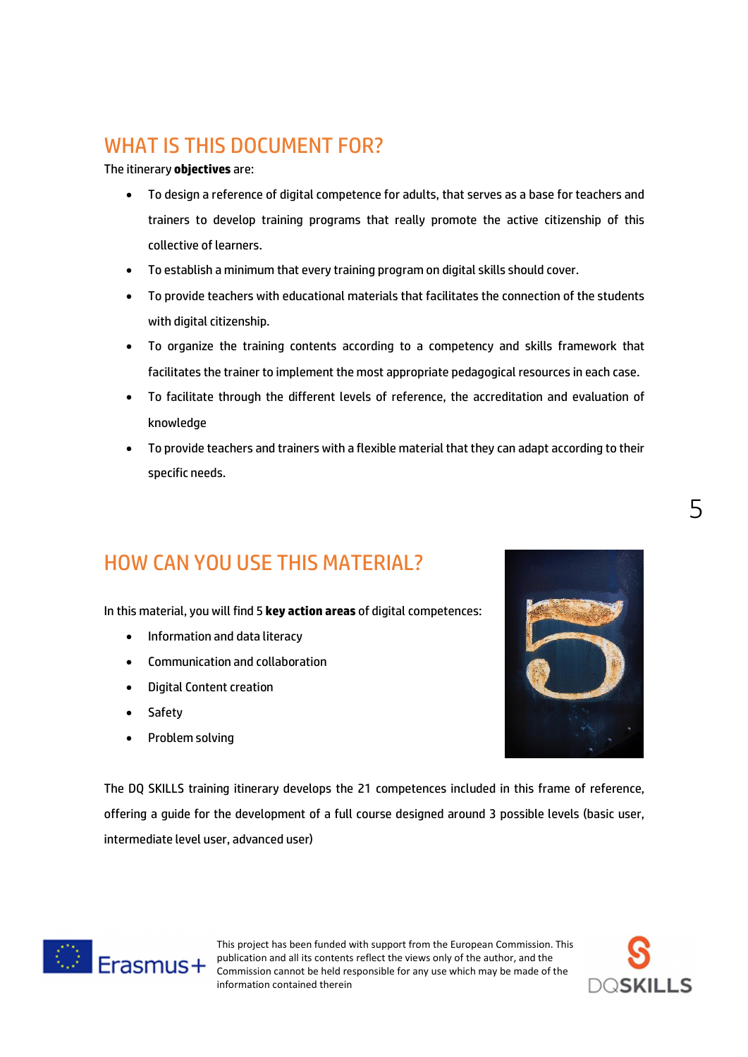## WHAT IS THIS DOCUMENT FOR?

The itinerary **objectives** are:

- To design a reference of digital competence for adults, that serves as a base for teachers and trainers to develop training programs that really promote the active citizenship of this collective of learners.
- To establish a minimum that every training program on digital skills should cover.
- To provide teachers with educational materials that facilitates the connection of the students with digital citizenship.
- To organize the training contents according to a competency and skills framework that facilitates the trainer to implement the most appropriate pedagogical resources in each case.
- To facilitate through the different levels of reference, the accreditation and evaluation of knowledge
- To provide teachers and trainers with a flexible material that they can adapt according to their specific needs.

## HOW CAN YOU USE THIS MATERIAL?

In this material, you will find 5 **key action areas** of digital competences:

- Information and data literacy
- Communication and collaboration
- Digital Content creation
- Safety
- Problem solving

The DQ SKILLS training itinerary develops the 21 competences included in this frame of reference, offering a guide for the development of a full course designed around 3 possible levels (basic user, intermediate level user, advanced user)

This project has been funded with support from the European Commission. This publication and all its contents reflect the views only of the author, and the Commission cannot be held responsible for any use which may be made of the information contained therein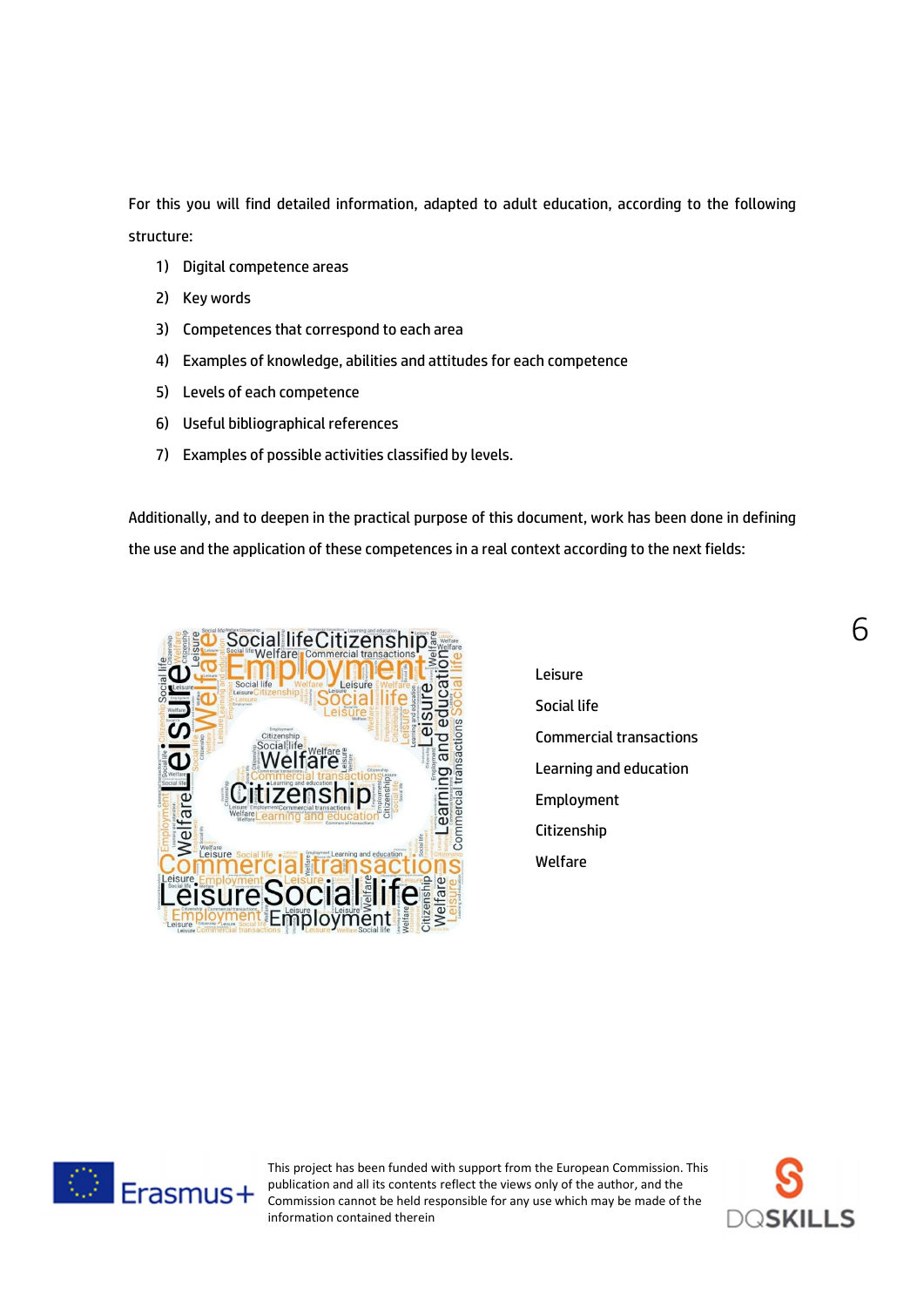For this you will find detailed information, adapted to adult education, according to the following structure:

1) Digital competence areas
2) Key words
3) Competences that correspond to each area
4) Examples of knowledge, abilities and attitudes for each competence
5) Levels of each competence
6) Useful bibliographical references
7) Examples of possible activities classified by levels.

Additionally, and to deepen in the practical purpose of this document, work has been done in defining the use and the application of these competences in a real context according to the next fields:

Leisure

Social life

Commercial transactions

Learning and education

Employment

Citizenship

Welfare

This project has been funded with support from the European Commission. This publication and all its contents reflect the views only of the author, and the Commission cannot be held responsible for any use which may be made of the information contained therein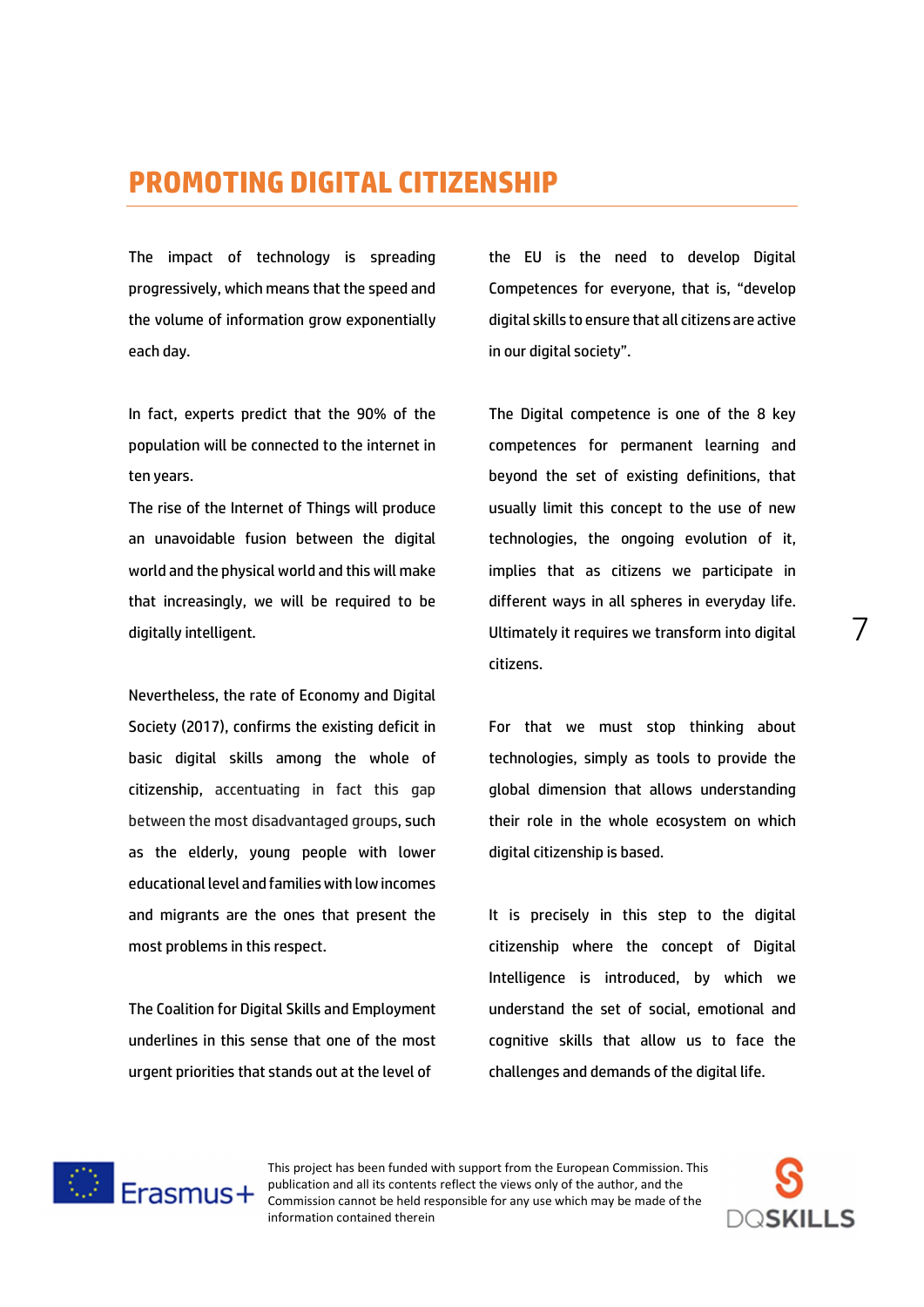# PROMOTING DIGITAL CITIZENSHIP

The impact of technology is spreading progressively, which means that the speed and the volume of information grow exponentially each day.

In fact, experts predict that the 90% of the population will be connected to the internet in ten years.

The rise of the Internet of Things will produce an unavoidable fusion between the digital world and the physical world and this will make that increasingly, we will be required to be digitally intelligent.

Nevertheless, the rate of Economy and Digital Society (2017), confirms the existing deficit in basic digital skills among the whole of citizenship, accentuating in fact this gap between the most disadvantaged groups, such as the elderly, young people with lower educational level and families with low incomes and migrants are the ones that present the most problems in this respect.

The Coalition for Digital Skills and Employment underlines in this sense that one of the most urgent priorities that stands out at the level of the EU is the need to develop Digital Competences for everyone, that is, "develop digital skills to ensure that all citizens are active in our digital society".

The Digital competence is one of the 8 key competences for permanent learning and beyond the set of existing definitions, that usually limit this concept to the use of new technologies, the ongoing evolution of it, implies that as citizens we participate in different ways in all spheres in everyday life. Ultimately it requires we transform into digital citizens.

For that we must stop thinking about technologies, simply as tools to provide the global dimension that allows understanding their role in the whole ecosystem on which digital citizenship is based.

It is precisely in this step to the digital citizenship where the concept of Digital Intelligence is introduced, by which we understand the set of social, emotional and cognitive skills that allow us to face the challenges and demands of the digital life.

This project has been funded with support from the European Commission. This publication and all its contents reflect the views only of the author, and the Commission cannot be held responsible for any use which may be made of the information contained therein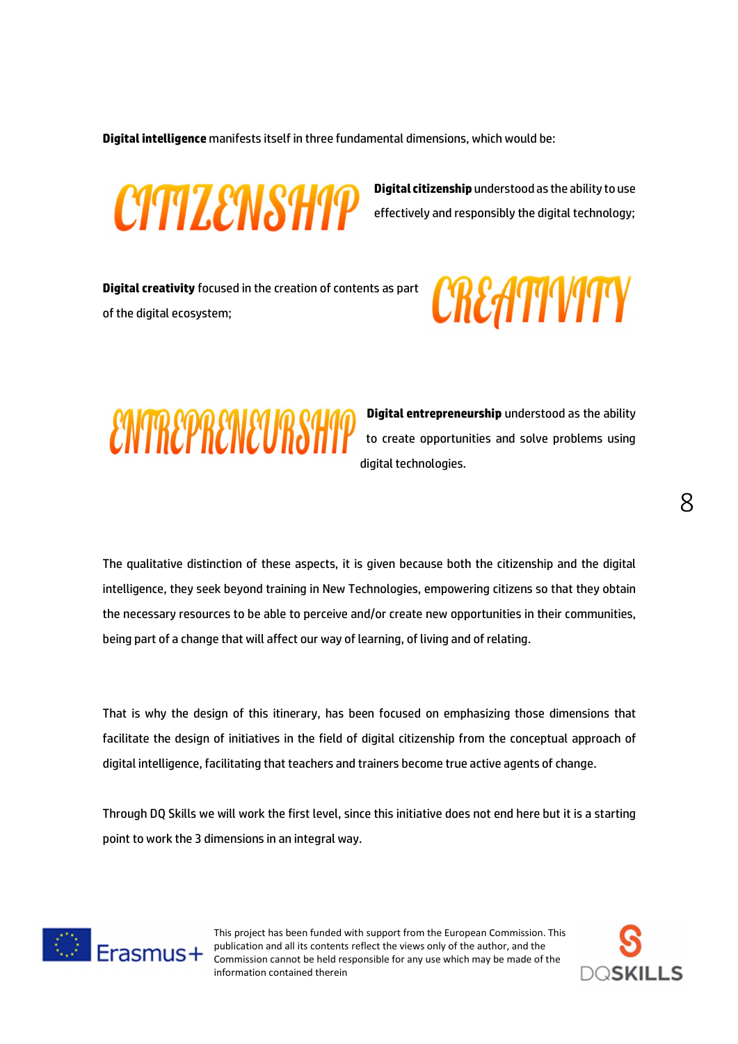**Digital intelligence** manifests itself in three fundamental dimensions, which would be:

CITIZENSHIP

**Digital citizenship** understood as the ability to use effectively and responsibly the digital technology;

**Digital creativity** focused in the creation of contents as part of the digital ecosystem;

CREATIVITY

ENTREPRENEURSHIP

**Digital entrepreneurship** understood as the ability to create opportunities and solve problems using digital technologies.

The qualitative distinction of these aspects, it is given because both the citizenship and the digital intelligence, they seek beyond training in New Technologies, empowering citizens so that they obtain the necessary resources to be able to perceive and/or create new opportunities in their communities, being part of a change that will affect our way of learning, of living and of relating.

That is why the design of this itinerary, has been focused on emphasizing those dimensions that facilitate the design of initiatives in the field of digital citizenship from the conceptual approach of digital intelligence, facilitating that teachers and trainers become true active agents of change.

Through DQ Skills we will work the first level, since this initiative does not end here but it is a starting point to work the 3 dimensions in an integral way.

This project has been funded with support from the European Commission. This publication and all its contents reflect the views only of the author, and the Commission cannot be held responsible for any use which may be made of the information contained therein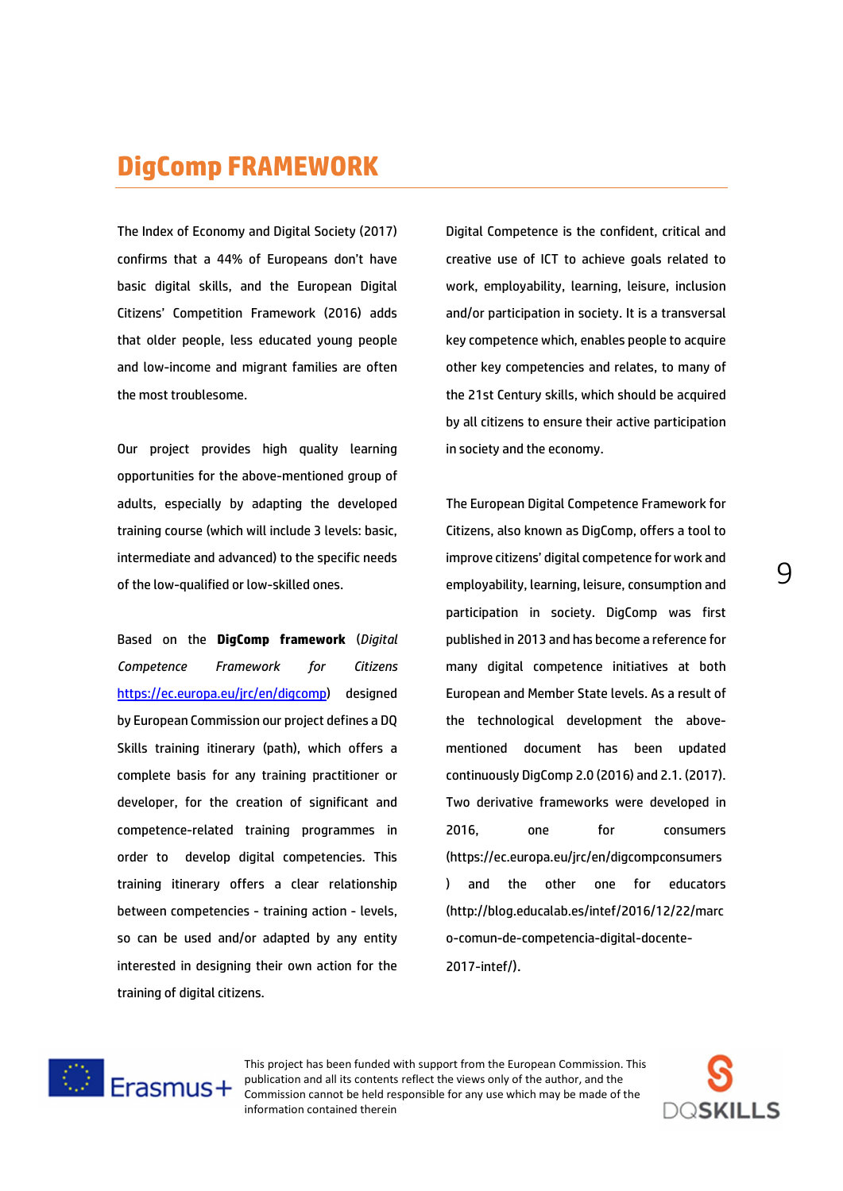# DigComp FRAMEWORK

The Index of Economy and Digital Society (2017) confirms that a 44% of Europeans don't have basic digital skills, and the European Digital Citizens' Competition Framework (2016) adds that older people, less educated young people and low-income and migrant families are often the most troublesome.

Our project provides high quality learning opportunities for the above-mentioned group of adults, especially by adapting the developed training course (which will include 3 levels: basic, intermediate and advanced) to the specific needs of the low-qualified or low-skilled ones.

Based on the **DigComp framework** (*Digital Competence Framework for Citizens* https://ec.europa.eu/jrc/en/digcomp) designed by European Commission our project defines a DQ Skills training itinerary (path), which offers a complete basis for any training practitioner or developer, for the creation of significant and competence-related training programmes in order to develop digital competencies. This training itinerary offers a clear relationship between competencies - training action - levels, so can be used and/or adapted by any entity interested in designing their own action for the training of digital citizens.

Digital Competence is the confident, critical and creative use of ICT to achieve goals related to work, employability, learning, leisure, inclusion and/or participation in society. It is a transversal key competence which, enables people to acquire other key competencies and relates, to many of the 21st Century skills, which should be acquired by all citizens to ensure their active participation in society and the economy.

The European Digital Competence Framework for Citizens, also known as DigComp, offers a tool to improve citizens' digital competence for work and employability, learning, leisure, consumption and participation in society. DigComp was first published in 2013 and has become a reference for many digital competence initiatives at both European and Member State levels. As a result of the technological development the above-mentioned document has been updated continuously DigComp 2.0 (2016) and 2.1. (2017). Two derivative frameworks were developed in 2016, one for consumers (https://ec.europa.eu/jrc/en/digcompconsumers ) and the other one for educators (http://blog.educalab.es/intef/2016/12/22/marco-comun-de-competencia-digital-docente-2017-intef/).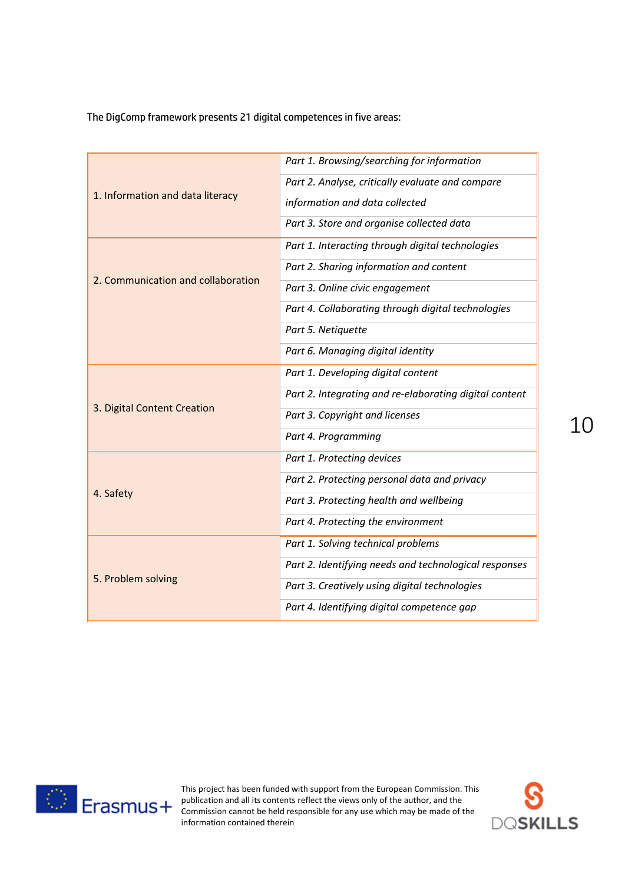The DigComp framework presents 21 digital competences in five areas:

| Area | Competence |
|---|---|
| 1. Information and data literacy | *Part 1. Browsing/searching for information* |
| | *Part 2. Analyse, critically evaluate and compare information and data collected* |
| | *Part 3. Store and organise collected data* |
| 2. Communication and collaboration | *Part 1. Interacting through digital technologies* |
| | *Part 2. Sharing information and content* |
| | *Part 3. Online civic engagement* |
| | *Part 4. Collaborating through digital technologies* |
| | *Part 5. Netiquette* |
| | *Part 6. Managing digital identity* |
| 3. Digital Content Creation | *Part 1. Developing digital content* |
| | *Part 2. Integrating and re-elaborating digital content* |
| | *Part 3. Copyright and licenses* |
| | *Part 4. Programming* |
| 4. Safety | *Part 1. Protecting devices* |
| | *Part 2. Protecting personal data and privacy* |
| | *Part 3. Protecting health and wellbeing* |
| | *Part 4. Protecting the environment* |
| 5. Problem solving | *Part 1. Solving technical problems* |
| | *Part 2. Identifying needs and technological responses* |
| | *Part 3. Creatively using digital technologies* |
| | *Part 4. Identifying digital competence gap* |

This project has been funded with support from the European Commission. This publication and all its contents reflect the views only of the author, and the Commission cannot be held responsible for any use which may be made of the information contained therein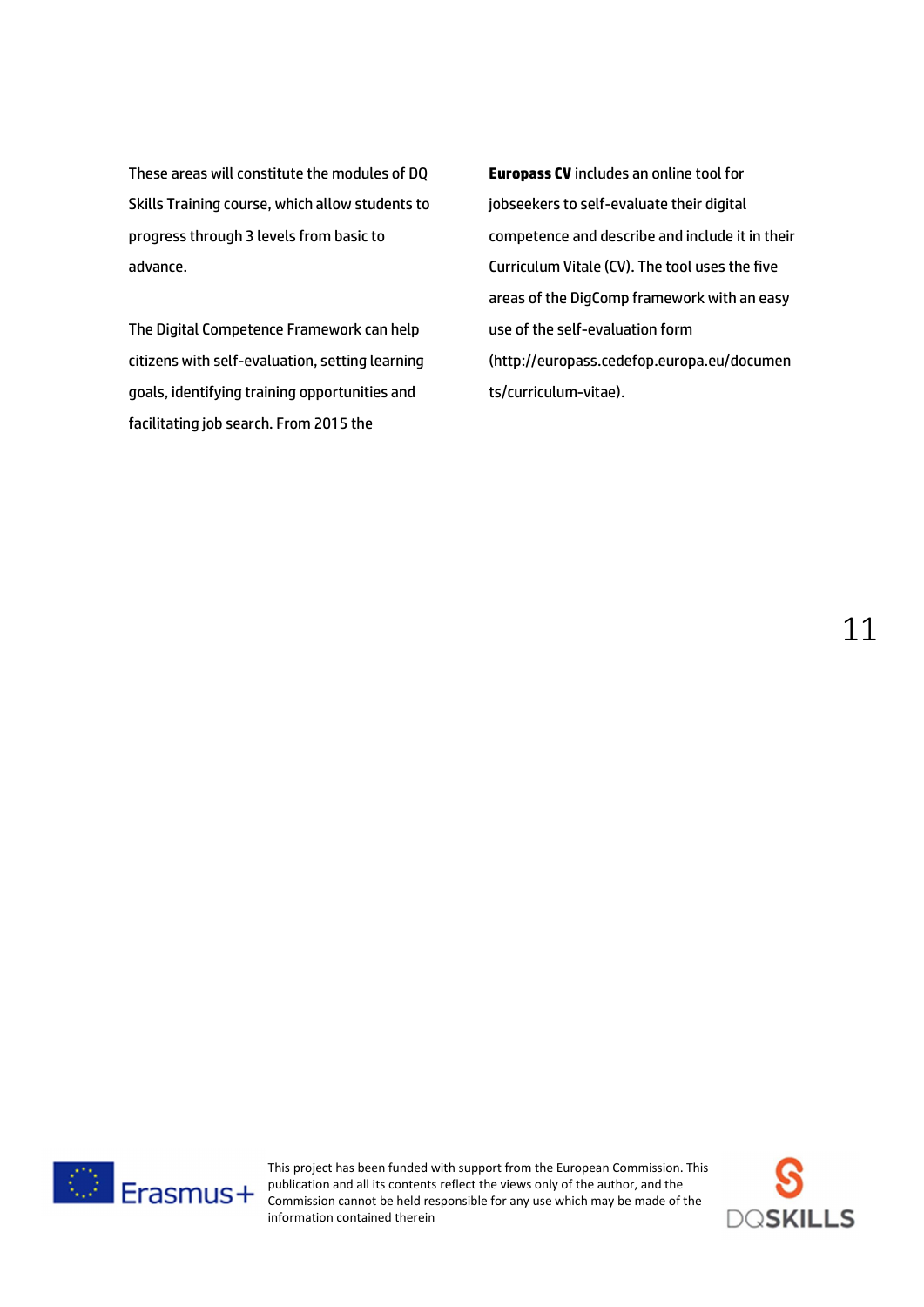These areas will constitute the modules of DQ Skills Training course, which allow students to progress through 3 levels from basic to advance.

The Digital Competence Framework can help citizens with self-evaluation, setting learning goals, identifying training opportunities and facilitating job search. From 2015 the **Europass CV** includes an online tool for jobseekers to self-evaluate their digital competence and describe and include it in their Curriculum Vitale (CV). The tool uses the five areas of the DigComp framework with an easy use of the self-evaluation form (http://europass.cedefop.europa.eu/documents/curriculum-vitae).

This project has been funded with support from the European Commission. This publication and all its contents reflect the views only of the author, and the Commission cannot be held responsible for any use which may be made of the information contained therein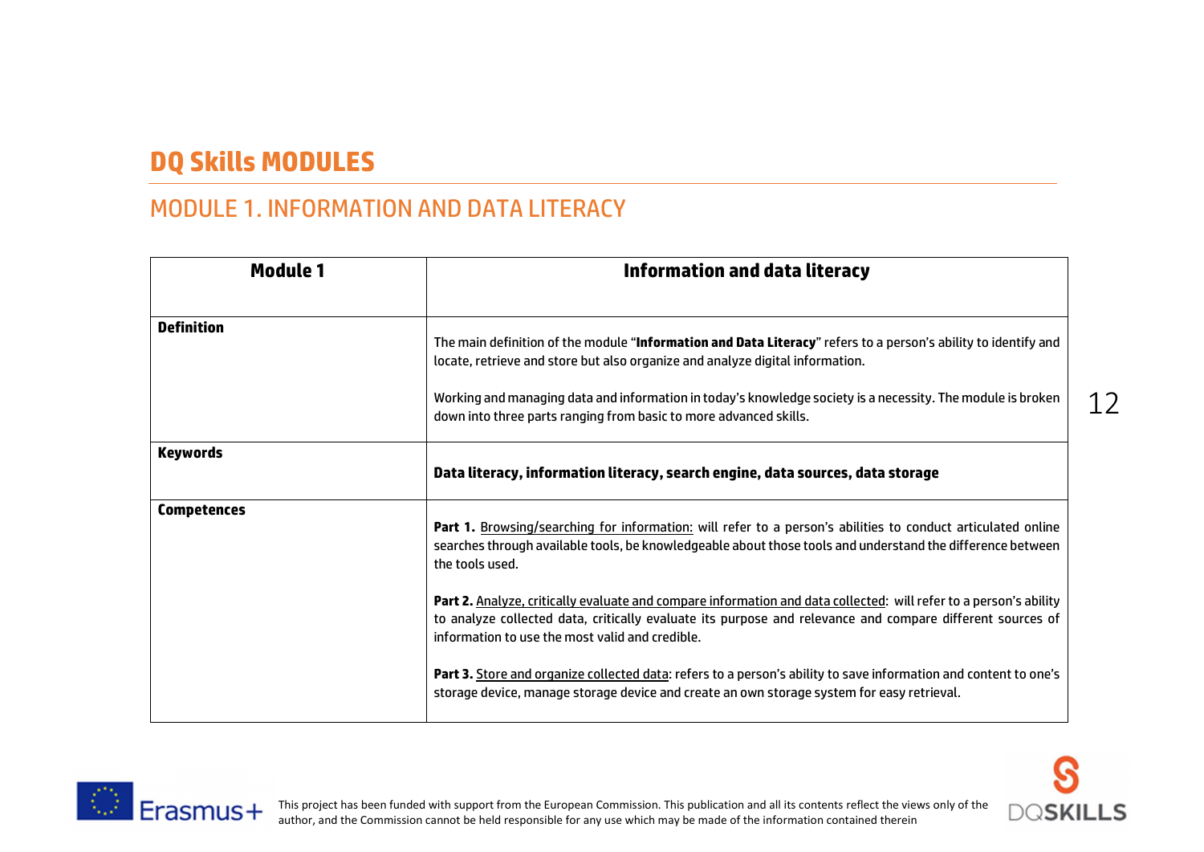# DQ Skills MODULES

## MODULE 1. INFORMATION AND DATA LITERACY

| **Module 1** | **Information and data literacy** |
|---|---|
| **Definition** | The main definition of the module "**Information and Data Literacy**" refers to a person's ability to identify and locate, retrieve and store but also organize and analyze digital information.<br><br>Working and managing data and information in today's knowledge society is a necessity. The module is broken down into three parts ranging from basic to more advanced skills. |
| **Keywords** | **Data literacy, information literacy, search engine, data sources, data storage** |
| **Competences** | **Part 1.** <u>Browsing/searching for information:</u> will refer to a person's abilities to conduct articulated online searches through available tools, be knowledgeable about those tools and understand the difference between the tools used.<br><br>**Part 2.** <u>Analyze, critically evaluate and compare information and data collected</u>: will refer to a person's ability to analyze collected data, critically evaluate its purpose and relevance and compare different sources of information to use the most valid and credible.<br><br>**Part 3.** <u>Store and organize collected data</u>: refers to a person's ability to save information and content to one's storage device, manage storage device and create an own storage system for easy retrieval. |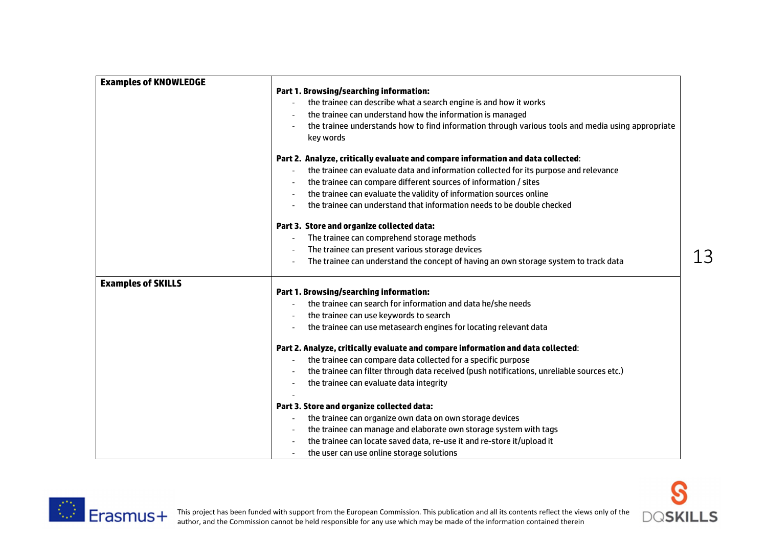| | |
|---|---|
| **Examples of KNOWLEDGE** | **Part 1. Browsing/searching information:**<br>- the trainee can describe what a search engine is and how it works<br>- the trainee can understand how the information is managed<br>- the trainee understands how to find information through various tools and media using appropriate key words<br><br>**Part 2. Analyze, critically evaluate and compare information and data collected**:<br>- the trainee can evaluate data and information collected for its purpose and relevance<br>- the trainee can compare different sources of information / sites<br>- the trainee can evaluate the validity of information sources online<br>- the trainee can understand that information needs to be double checked<br><br>**Part 3. Store and organize collected data:**<br>- The trainee can comprehend storage methods<br>- The trainee can present various storage devices<br>- The trainee can understand the concept of having an own storage system to track data |
| **Examples of SKILLS** | **Part 1. Browsing/searching information:**<br>- the trainee can search for information and data he/she needs<br>- the trainee can use keywords to search<br>- the trainee can use metasearch engines for locating relevant data<br><br>**Part 2. Analyze, critically evaluate and compare information and data collected**:<br>- the trainee can compare data collected for a specific purpose<br>- the trainee can filter through data received (push notifications, unreliable sources etc.)<br>- the trainee can evaluate data integrity<br>-<br><br>**Part 3. Store and organize collected data:**<br>- the trainee can organize own data on own storage devices<br>- the trainee can manage and elaborate own storage system with tags<br>- the trainee can locate saved data, re-use it and re-store it/upload it<br>- the user can use online storage solutions |

This project has been funded with support from the European Commission. This publication and all its contents reflect the views only of the author, and the Commission cannot be held responsible for any use which may be made of the information contained therein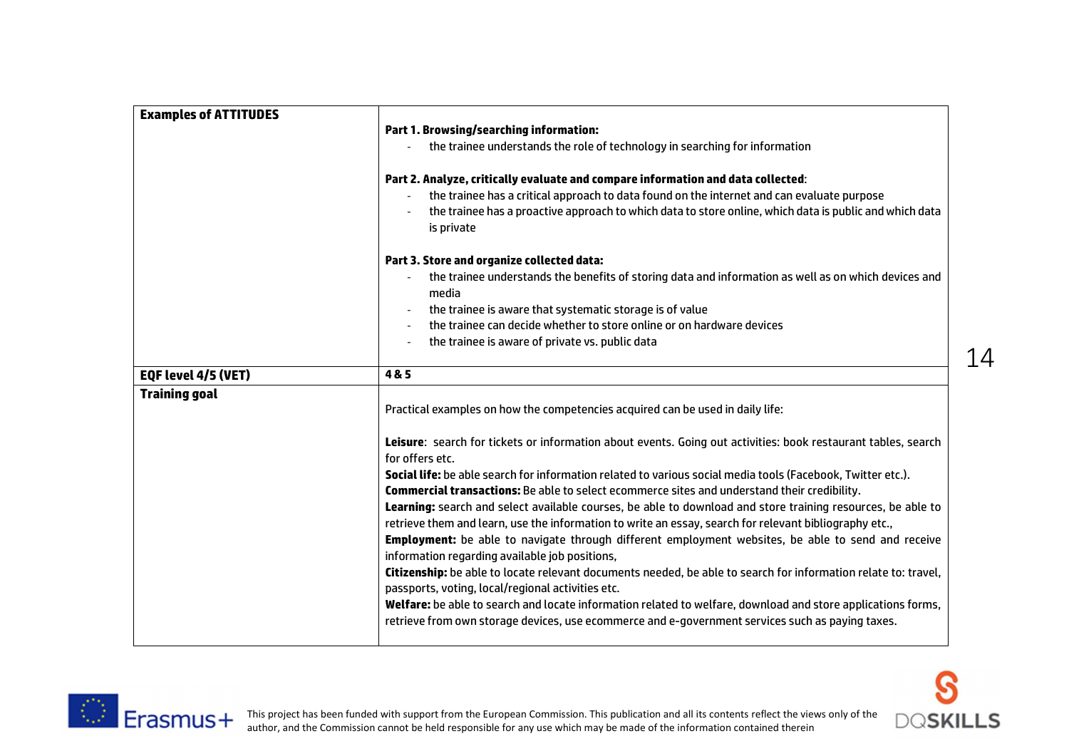| | |
|---|---|
| **Examples of ATTITUDES** | **Part 1. Browsing/searching information:**<br>- the trainee understands the role of technology in searching for information<br><br>**Part 2. Analyze, critically evaluate and compare information and data collected**:<br>- the trainee has a critical approach to data found on the internet and can evaluate purpose<br>- the trainee has a proactive approach to which data to store online, which data is public and which data is private<br><br>**Part 3. Store and organize collected data:**<br>- the trainee understands the benefits of storing data and information as well as on which devices and media<br>- the trainee is aware that systematic storage is of value<br>- the trainee can decide whether to store online or on hardware devices<br>- the trainee is aware of private vs. public data |
| **EQF level 4/5 (VET)** | **4 & 5** |
| **Training goal** | Practical examples on how the competencies acquired can be used in daily life:<br><br>**Leisure**: search for tickets or information about events. Going out activities: book restaurant tables, search for offers etc.<br>**Social life:** be able search for information related to various social media tools (Facebook, Twitter etc.).<br>**Commercial transactions:** Be able to select ecommerce sites and understand their credibility.<br>**Learning:** search and select available courses, be able to download and store training resources, be able to retrieve them and learn, use the information to write an essay, search for relevant bibliography etc.,<br>**Employment:** be able to navigate through different employment websites, be able to send and receive information regarding available job positions,<br>**Citizenship:** be able to locate relevant documents needed, be able to search for information relate to: travel, passports, voting, local/regional activities etc.<br>**Welfare:** be able to search and locate information related to welfare, download and store applications forms, retrieve from own storage devices, use ecommerce and e-government services such as paying taxes. |

This project has been funded with support from the European Commission. This publication and all its contents reflect the views only of the author, and the Commission cannot be held responsible for any use which may be made of the information contained therein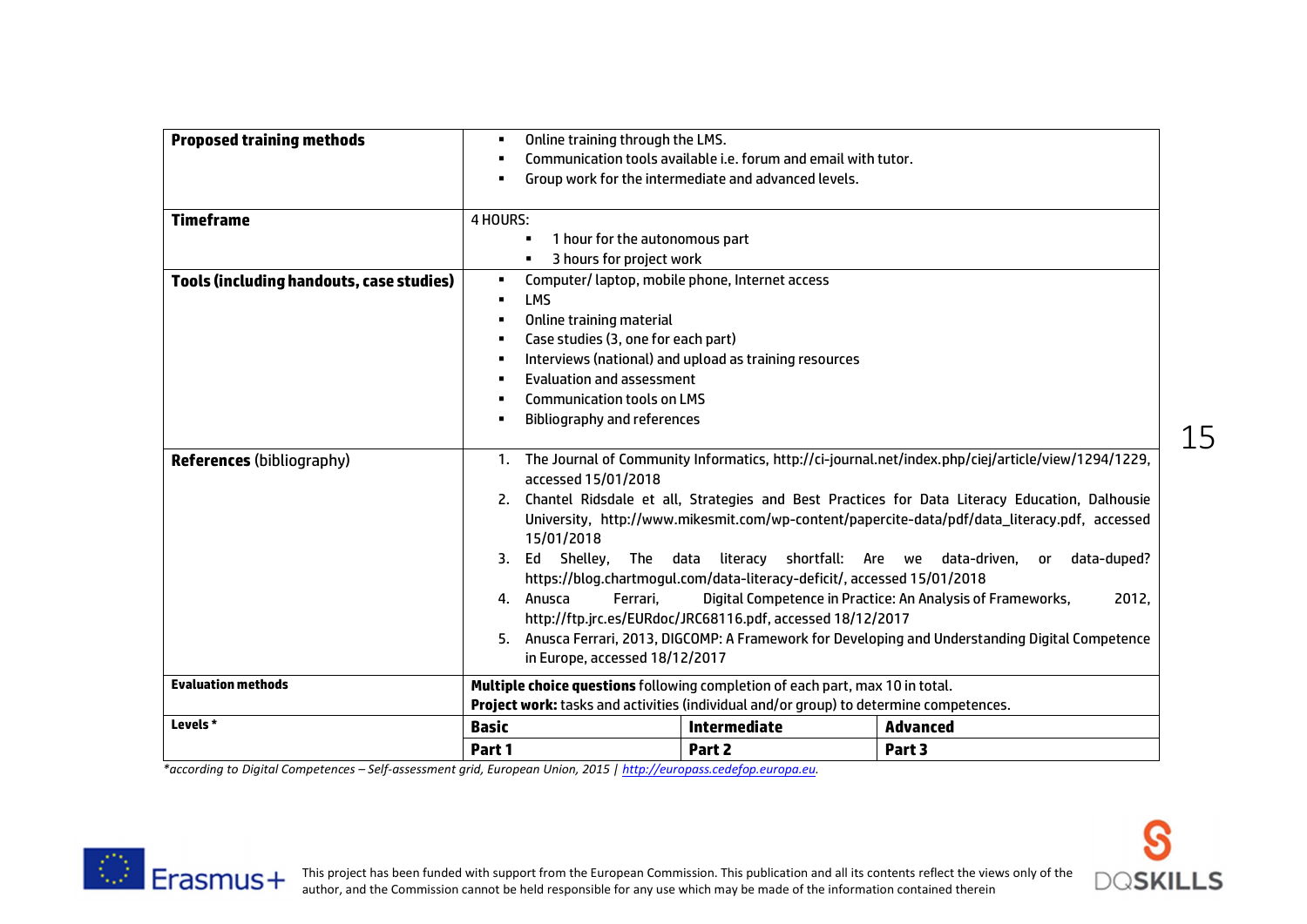| | | | |
|---|---|---|---|
| **Proposed training methods** | ▪ Online training through the LMS.<br>▪ Communication tools available i.e. forum and email with tutor.<br>▪ Group work for the intermediate and advanced levels. | | |
| **Timeframe** | 4 HOURS:<br>▪ 1 hour for the autonomous part<br>▪ 3 hours for project work | | |
| **Tools (including handouts, case studies)** | ▪ Computer/ laptop, mobile phone, Internet access<br>▪ LMS<br>▪ Online training material<br>▪ Case studies (3, one for each part)<br>▪ Interviews (national) and upload as training resources<br>▪ Evaluation and assessment<br>▪ Communication tools on LMS<br>▪ Bibliography and references | | |
| **References** (bibliography) | 1. The Journal of Community Informatics, http://ci-journal.net/index.php/ciej/article/view/1294/1229, accessed 15/01/2018<br>2. Chantel Ridsdale et all, Strategies and Best Practices for Data Literacy Education, Dalhousie University, http://www.mikesmit.com/wp-content/papercite-data/pdf/data_literacy.pdf, accessed 15/01/2018<br>3. Ed Shelley, The data literacy shortfall: Are we data-driven, or data-duped? https://blog.chartmogul.com/data-literacy-deficit/, accessed 15/01/2018<br>4. Anusca Ferrari, Digital Competence in Practice: An Analysis of Frameworks, 2012, http://ftp.jrc.es/EURdoc/JRC68116.pdf, accessed 18/12/2017<br>5. Anusca Ferrari, 2013, DIGCOMP: A Framework for Developing and Understanding Digital Competence in Europe, accessed 18/12/2017 | | |
| **Evaluation methods** | **Multiple choice questions** following completion of each part, max 10 in total.<br>**Project work:** tasks and activities (individual and/or group) to determine competences. | | |
| **Levels** * | **Basic** | **Intermediate** | **Advanced** |
| | **Part 1** | **Part 2** | **Part 3** |

*\*according to Digital Competences – Self-assessment grid, European Union, 2015 | http://europass.cedefop.europa.eu.*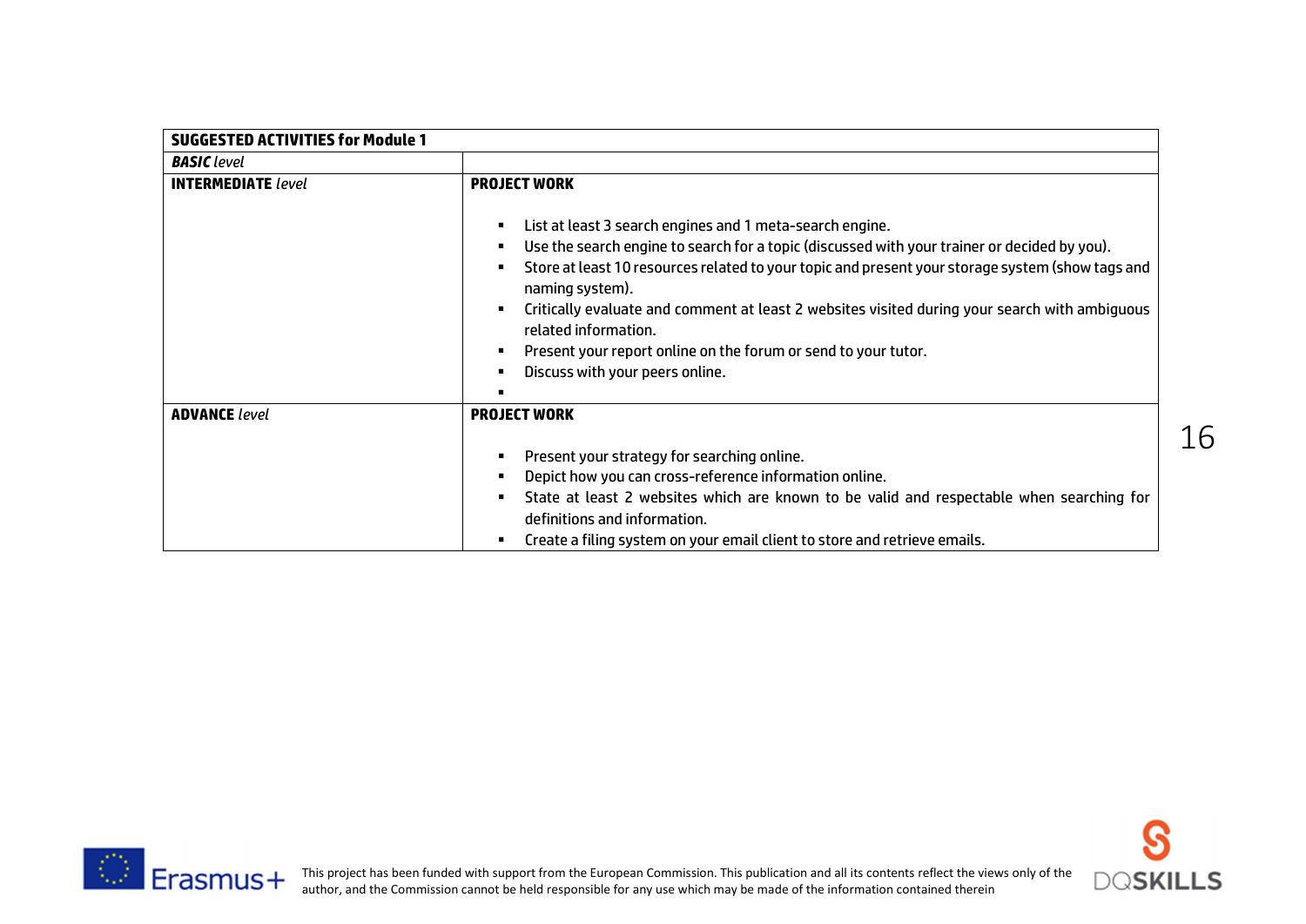| SUGGESTED ACTIVITIES for Module 1 | |
|---|---|
| ***BASIC*** *level* | |
| **INTERMEDIATE** *level* | **PROJECT WORK**<br><br>▪ List at least 3 search engines and 1 meta-search engine.<br>▪ Use the search engine to search for a topic (discussed with your trainer or decided by you).<br>▪ Store at least 10 resources related to your topic and present your storage system (show tags and naming system).<br>▪ Critically evaluate and comment at least 2 websites visited during your search with ambiguous related information.<br>▪ Present your report online on the forum or send to your tutor.<br>▪ Discuss with your peers online.<br>▪ |
| **ADVANCE** *level* | **PROJECT WORK**<br><br>▪ Present your strategy for searching online.<br>▪ Depict how you can cross-reference information online.<br>▪ State at least 2 websites which are known to be valid and respectable when searching for definitions and information.<br>▪ Create a filing system on your email client to store and retrieve emails. |

This project has been funded with support from the European Commission. This publication and all its contents reflect the views only of the author, and the Commission cannot be held responsible for any use which may be made of the information contained therein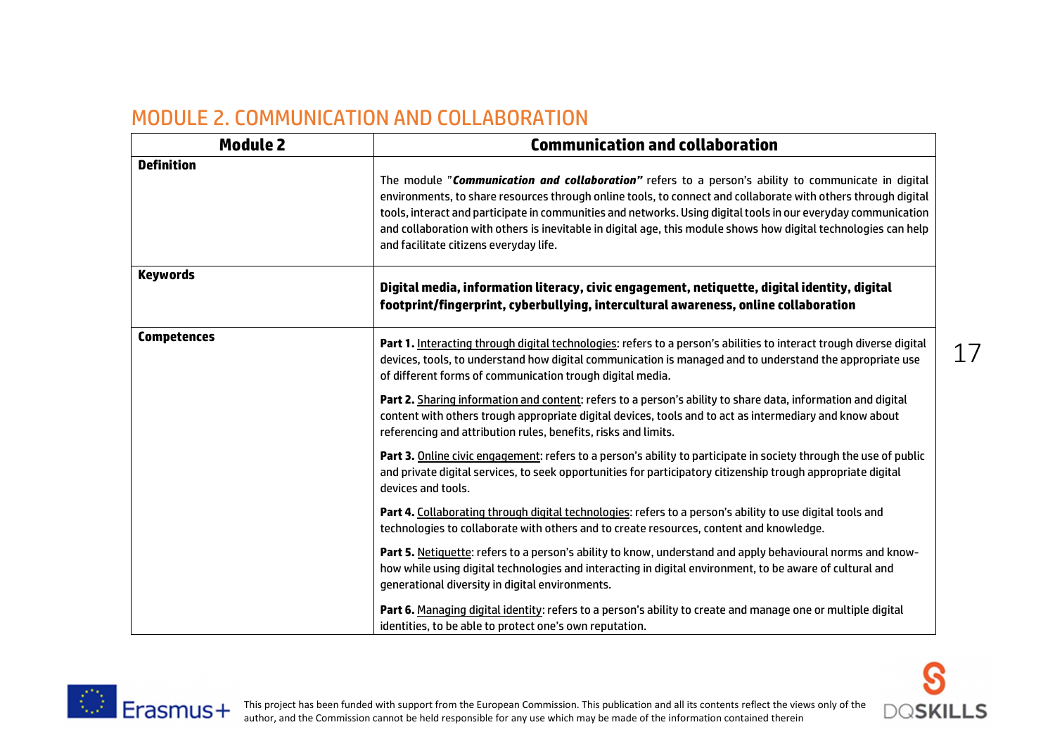## MODULE 2. COMMUNICATION AND COLLABORATION

| Module 2 | Communication and collaboration |
|---|---|
| **Definition** | The module "***Communication and collaboration"*** refers to a person's ability to communicate in digital environments, to share resources through online tools, to connect and collaborate with others through digital tools, interact and participate in communities and networks. Using digital tools in our everyday communication and collaboration with others is inevitable in digital age, this module shows how digital technologies can help and facilitate citizens everyday life. |
| **Keywords** | **Digital media, information literacy, civic engagement, netiquette, digital identity, digital footprint/fingerprint, cyberbullying, intercultural awareness, online collaboration** |
| **Competences** | **Part 1.** Interacting through digital technologies: refers to a person's abilities to interact trough diverse digital devices, tools, to understand how digital communication is managed and to understand the appropriate use of different forms of communication trough digital media.<br><br>**Part 2.** Sharing information and content: refers to a person's ability to share data, information and digital content with others trough appropriate digital devices, tools and to act as intermediary and know about referencing and attribution rules, benefits, risks and limits.<br><br>**Part 3.** Online civic engagement: refers to a person's ability to participate in society through the use of public and private digital services, to seek opportunities for participatory citizenship trough appropriate digital devices and tools.<br><br>**Part 4.** Collaborating through digital technologies: refers to a person's ability to use digital tools and technologies to collaborate with others and to create resources, content and knowledge.<br><br>**Part 5.** Netiquette: refers to a person's ability to know, understand and apply behavioural norms and know-how while using digital technologies and interacting in digital environment, to be aware of cultural and generational diversity in digital environments.<br><br>**Part 6.** Managing digital identity: refers to a person's ability to create and manage one or multiple digital identities, to be able to protect one's own reputation. |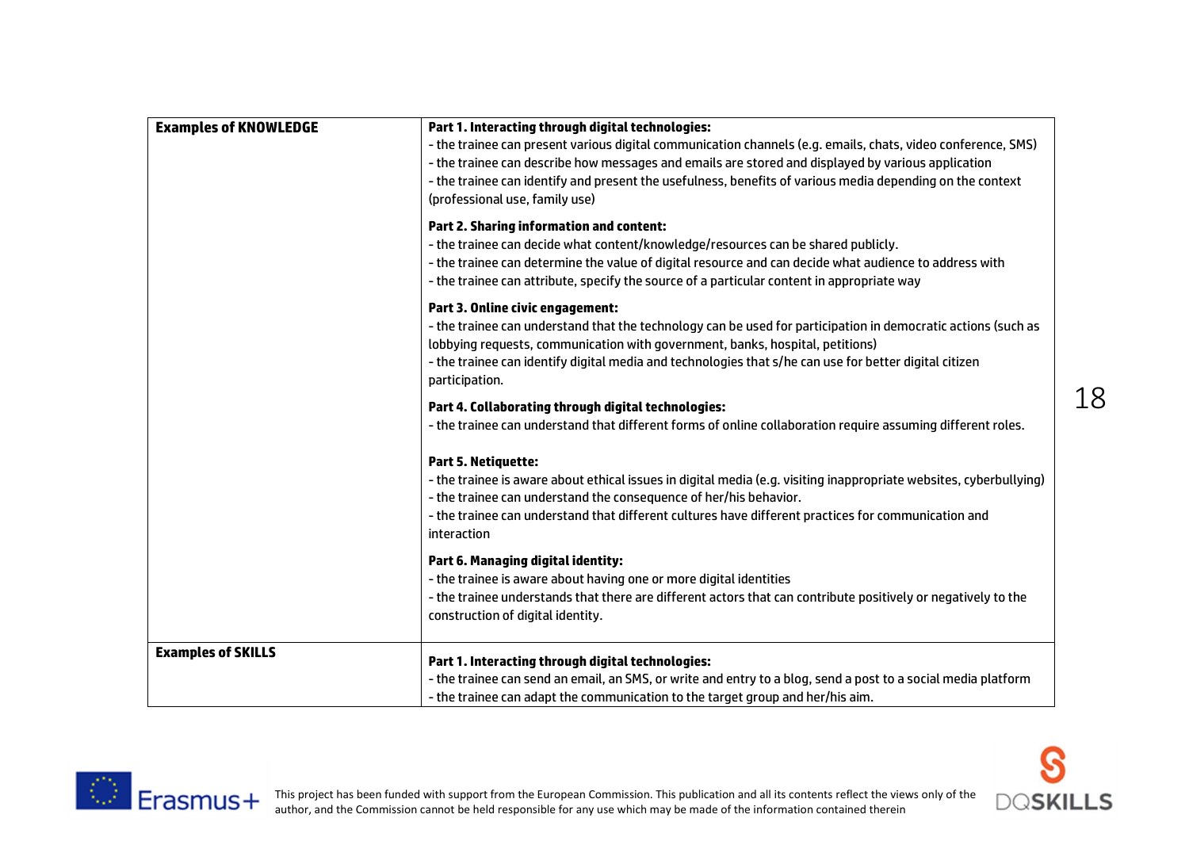| | |
|---|---|
| **Examples of KNOWLEDGE** | **Part 1. Interacting through digital technologies:**<br>- the trainee can present various digital communication channels (e.g. emails, chats, video conference, SMS)<br>- the trainee can describe how messages and emails are stored and displayed by various application<br>- the trainee can identify and present the usefulness, benefits of various media depending on the context (professional use, family use)<br><br>**Part 2. Sharing information and content:**<br>- the trainee can decide what content/knowledge/resources can be shared publicly.<br>- the trainee can determine the value of digital resource and can decide what audience to address with<br>- the trainee can attribute, specify the source of a particular content in appropriate way<br><br>**Part 3. Online civic engagement:**<br>- the trainee can understand that the technology can be used for participation in democratic actions (such as lobbying requests, communication with government, banks, hospital, petitions)<br>- the trainee can identify digital media and technologies that s/he can use for better digital citizen participation.<br><br>**Part 4. Collaborating through digital technologies:**<br>- the trainee can understand that different forms of online collaboration require assuming different roles.<br><br>**Part 5. Netiquette:**<br>- the trainee is aware about ethical issues in digital media (e.g. visiting inappropriate websites, cyberbullying)<br>- the trainee can understand the consequence of her/his behavior.<br>- the trainee can understand that different cultures have different practices for communication and interaction<br><br>**Part 6. Managing digital identity:**<br>- the trainee is aware about having one or more digital identities<br>- the trainee understands that there are different actors that can contribute positively or negatively to the construction of digital identity. |
| **Examples of SKILLS** | **Part 1. Interacting through digital technologies:**<br>- the trainee can send an email, an SMS, or write and entry to a blog, send a post to a social media platform<br>- the trainee can adapt the communication to the target group and her/his aim. |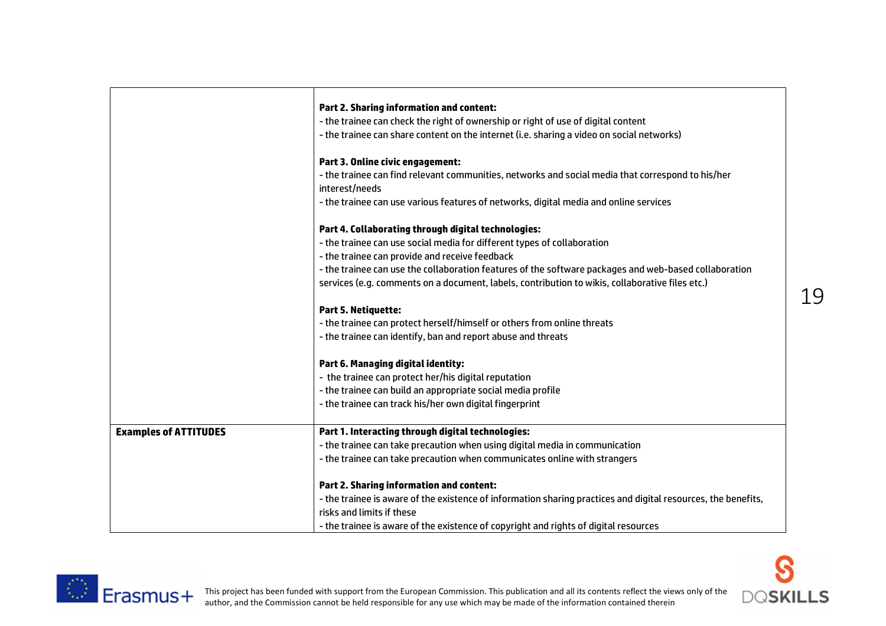| | |
|---|---|
| | **Part 2. Sharing information and content:**<br>- the trainee can check the right of ownership or right of use of digital content<br>- the trainee can share content on the internet (i.e. sharing a video on social networks)<br><br>**Part 3. Online civic engagement:**<br>- the trainee can find relevant communities, networks and social media that correspond to his/her interest/needs<br>- the trainee can use various features of networks, digital media and online services<br><br>**Part 4. Collaborating through digital technologies:**<br>- the trainee can use social media for different types of collaboration<br>- the trainee can provide and receive feedback<br>- the trainee can use the collaboration features of the software packages and web-based collaboration services (e.g. comments on a document, labels, contribution to wikis, collaborative files etc.)<br><br>**Part 5. Netiquette:**<br>- the trainee can protect herself/himself or others from online threats<br>- the trainee can identify, ban and report abuse and threats<br><br>**Part 6. Managing digital identity:**<br>- the trainee can protect her/his digital reputation<br>- the trainee can build an appropriate social media profile<br>- the trainee can track his/her own digital fingerprint |
| **Examples of ATTITUDES** | **Part 1. Interacting through digital technologies:**<br>- the trainee can take precaution when using digital media in communication<br>- the trainee can take precaution when communicates online with strangers<br><br>**Part 2. Sharing information and content:**<br>- the trainee is aware of the existence of information sharing practices and digital resources, the benefits, risks and limits if these<br>- the trainee is aware of the existence of copyright and rights of digital resources |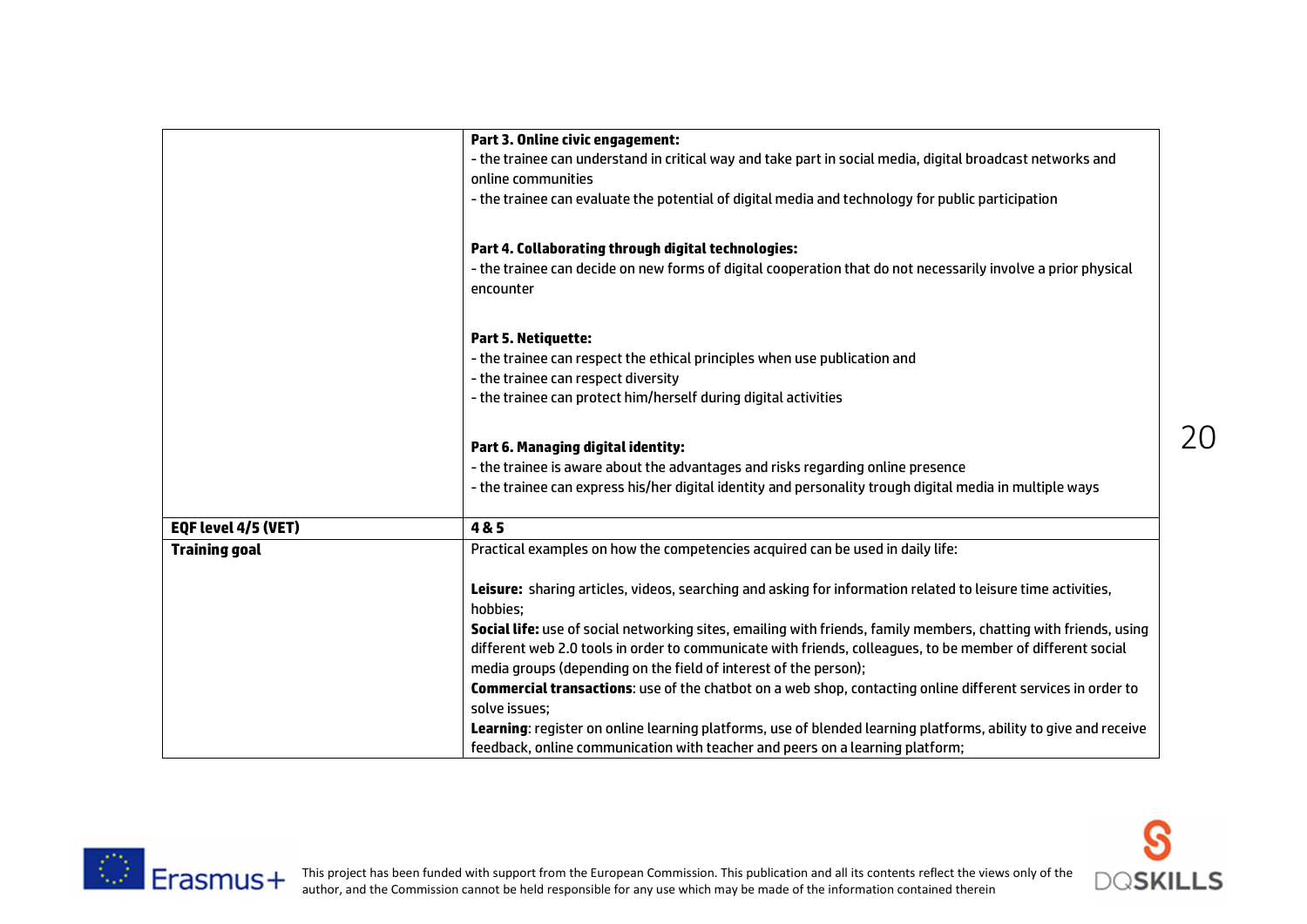| | |
|---|---|
| | **Part 3. Online civic engagement:**<br>- the trainee can understand in critical way and take part in social media, digital broadcast networks and online communities<br>- the trainee can evaluate the potential of digital media and technology for public participation<br><br>**Part 4. Collaborating through digital technologies:**<br>- the trainee can decide on new forms of digital cooperation that do not necessarily involve a prior physical encounter<br><br>**Part 5. Netiquette:**<br>- the trainee can respect the ethical principles when use publication and<br>- the trainee can respect diversity<br>- the trainee can protect him/herself during digital activities<br><br>**Part 6. Managing digital identity:**<br>- the trainee is aware about the advantages and risks regarding online presence<br>- the trainee can express his/her digital identity and personality trough digital media in multiple ways |
| **EQF level 4/5 (VET)** | **4 & 5** |
| **Training goal** | Practical examples on how the competencies acquired can be used in daily life:<br><br>**Leisure:** sharing articles, videos, searching and asking for information related to leisure time activities, hobbies;<br>**Social life:** use of social networking sites, emailing with friends, family members, chatting with friends, using different web 2.0 tools in order to communicate with friends, colleagues, to be member of different social media groups (depending on the field of interest of the person);<br>**Commercial transactions**: use of the chatbot on a web shop, contacting online different services in order to solve issues;<br>**Learning**: register on online learning platforms, use of blended learning platforms, ability to give and receive feedback, online communication with teacher and peers on a learning platform; |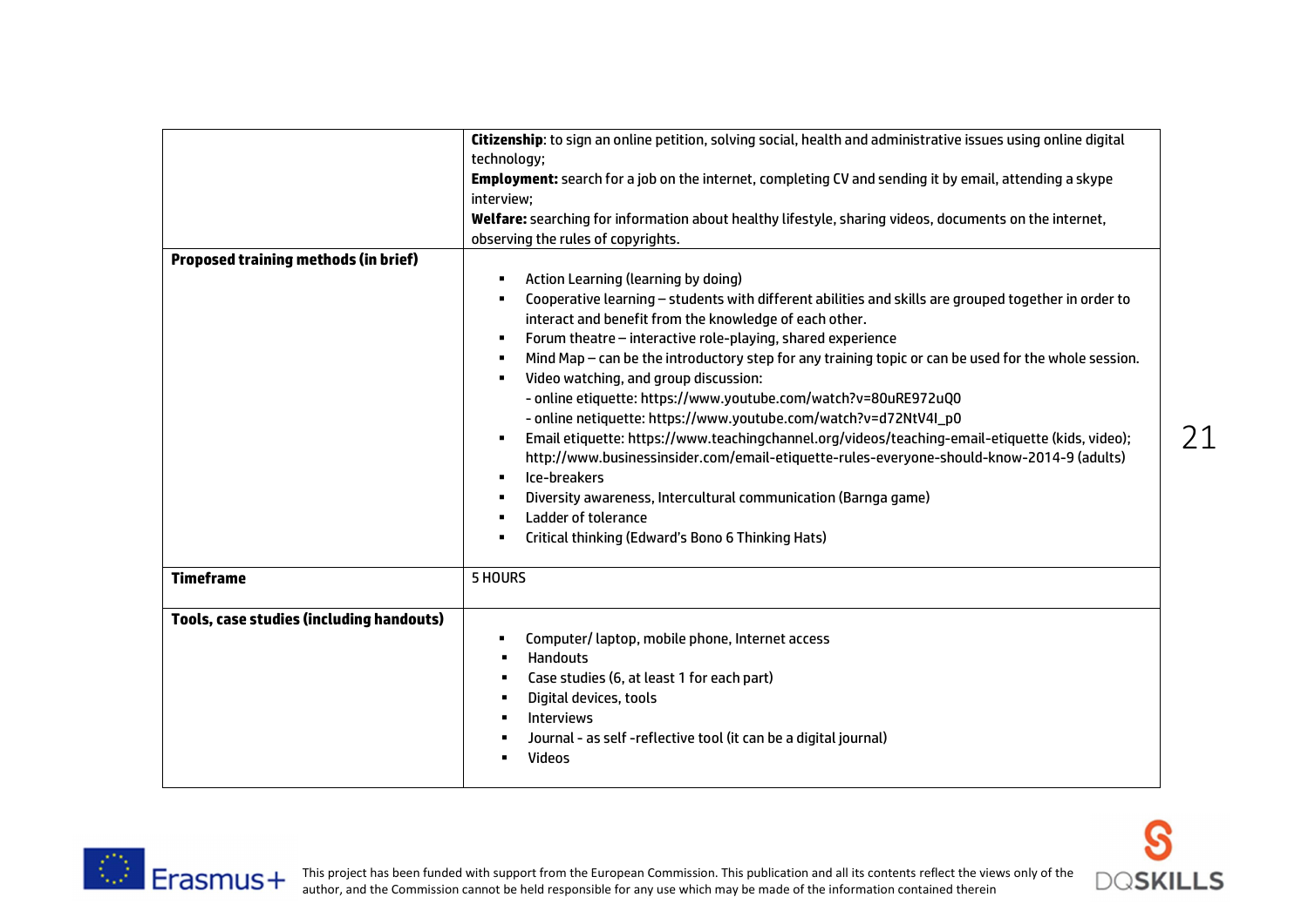| | |
|---|---|
| | **Citizenship**: to sign an online petition, solving social, health and administrative issues using online digital technology;<br>**Employment:** search for a job on the internet, completing CV and sending it by email, attending a skype interview;<br>**Welfare:** searching for information about healthy lifestyle, sharing videos, documents on the internet, observing the rules of copyrights. |
| **Proposed training methods (in brief)** | ▪ Action Learning (learning by doing)<br>▪ Cooperative learning – students with different abilities and skills are grouped together in order to interact and benefit from the knowledge of each other.<br>▪ Forum theatre – interactive role-playing, shared experience<br>▪ Mind Map – can be the introductory step for any training topic or can be used for the whole session.<br>▪ Video watching, and group discussion:<br>- online etiquette: https://www.youtube.com/watch?v=80uRE972uQ0<br>- online netiquette: https://www.youtube.com/watch?v=d72NtV4I_p0<br>▪ Email etiquette: https://www.teachingchannel.org/videos/teaching-email-etiquette (kids, video); http://www.businessinsider.com/email-etiquette-rules-everyone-should-know-2014-9 (adults)<br>▪ Ice-breakers<br>▪ Diversity awareness, Intercultural communication (Barnga game)<br>▪ Ladder of tolerance<br>▪ Critical thinking (Edward's Bono 6 Thinking Hats) |
| **Timeframe** | 5 HOURS |
| **Tools, case studies (including handouts)** | ▪ Computer/ laptop, mobile phone, Internet access<br>▪ Handouts<br>▪ Case studies (6, at least 1 for each part)<br>▪ Digital devices, tools<br>▪ Interviews<br>▪ Journal - as self -reflective tool (it can be a digital journal)<br>▪ Videos |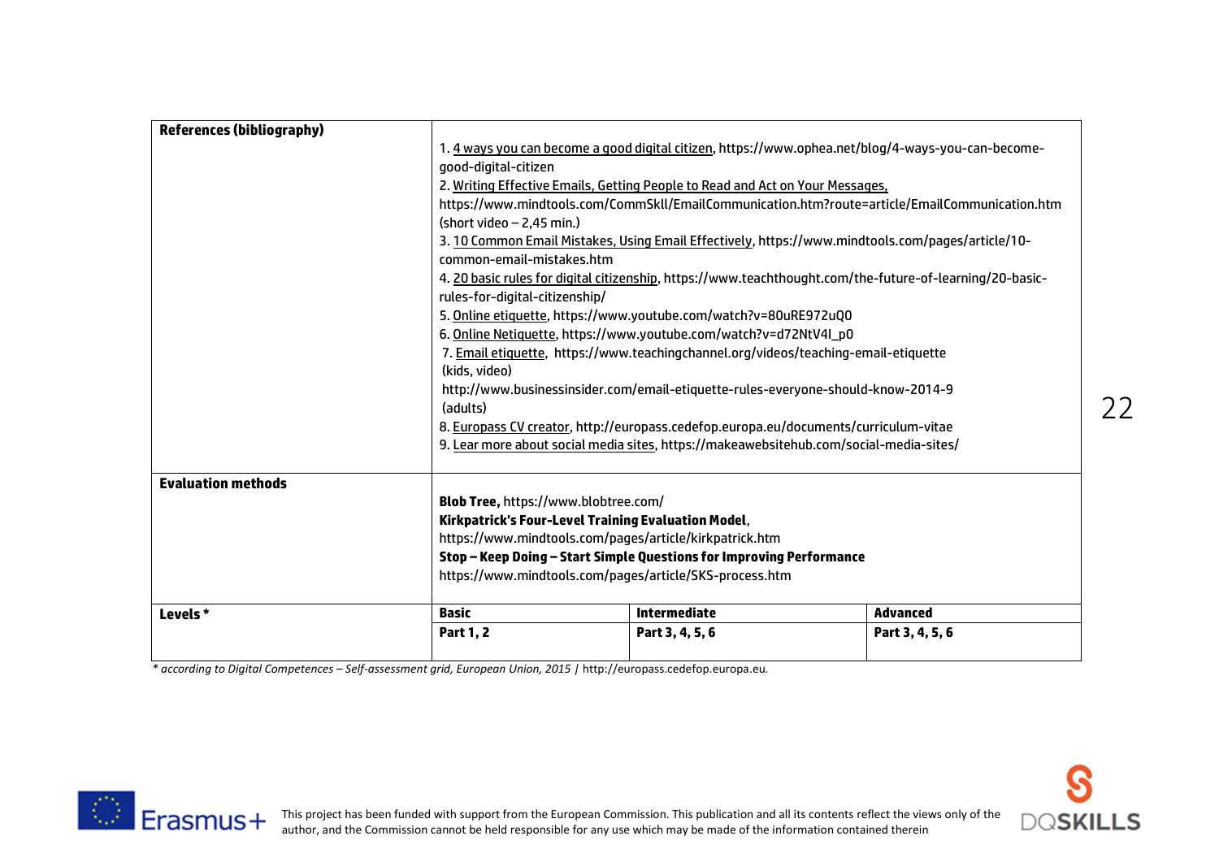| | | | |
|---|---|---|---|
| **References (bibliography)** | 1. 4 ways you can become a good digital citizen, https://www.ophea.net/blog/4-ways-you-can-become-good-digital-citizen<br>2. Writing Effective Emails, Getting People to Read and Act on Your Messages, https://www.mindtools.com/CommSkll/EmailCommunication.htm?route=article/EmailCommunication.htm (short video – 2,45 min.)<br>3. 10 Common Email Mistakes, Using Email Effectively, https://www.mindtools.com/pages/article/10-common-email-mistakes.htm<br>4. 20 basic rules for digital citizenship, https://www.teachthought.com/the-future-of-learning/20-basic-rules-for-digital-citizenship/<br>5. Online etiquette, https://www.youtube.com/watch?v=80uRE972uQ0<br>6. Online Netiquette, https://www.youtube.com/watch?v=d72NtV4I_p0<br>7. Email etiquette, https://www.teachingchannel.org/videos/teaching-email-etiquette (kids, video)<br>http://www.businessinsider.com/email-etiquette-rules-everyone-should-know-2014-9 (adults)<br>8. Europass CV creator, http://europass.cedefop.europa.eu/documents/curriculum-vitae<br>9. Lear more about social media sites, https://makeawebsitehub.com/social-media-sites/ | | |
| **Evaluation methods** | **Blob Tree,** https://www.blobtree.com/<br>**Kirkpatrick's Four-Level Training Evaluation Model**, https://www.mindtools.com/pages/article/kirkpatrick.htm<br>**Stop – Keep Doing – Start Simple Questions for Improving Performance** https://www.mindtools.com/pages/article/SKS-process.htm | | |
| **Levels \*** | **Basic** | **Intermediate** | **Advanced** |
| | **Part 1, 2** | **Part 3, 4, 5, 6** | **Part 3, 4, 5, 6** |

*\* according to Digital Competences – Self-assessment grid, European Union, 2015 |* http://europass.cedefop.europa.eu.

This project has been funded with support from the European Commission. This publication and all its contents reflect the views only of the author, and the Commission cannot be held responsible for any use which may be made of the information contained therein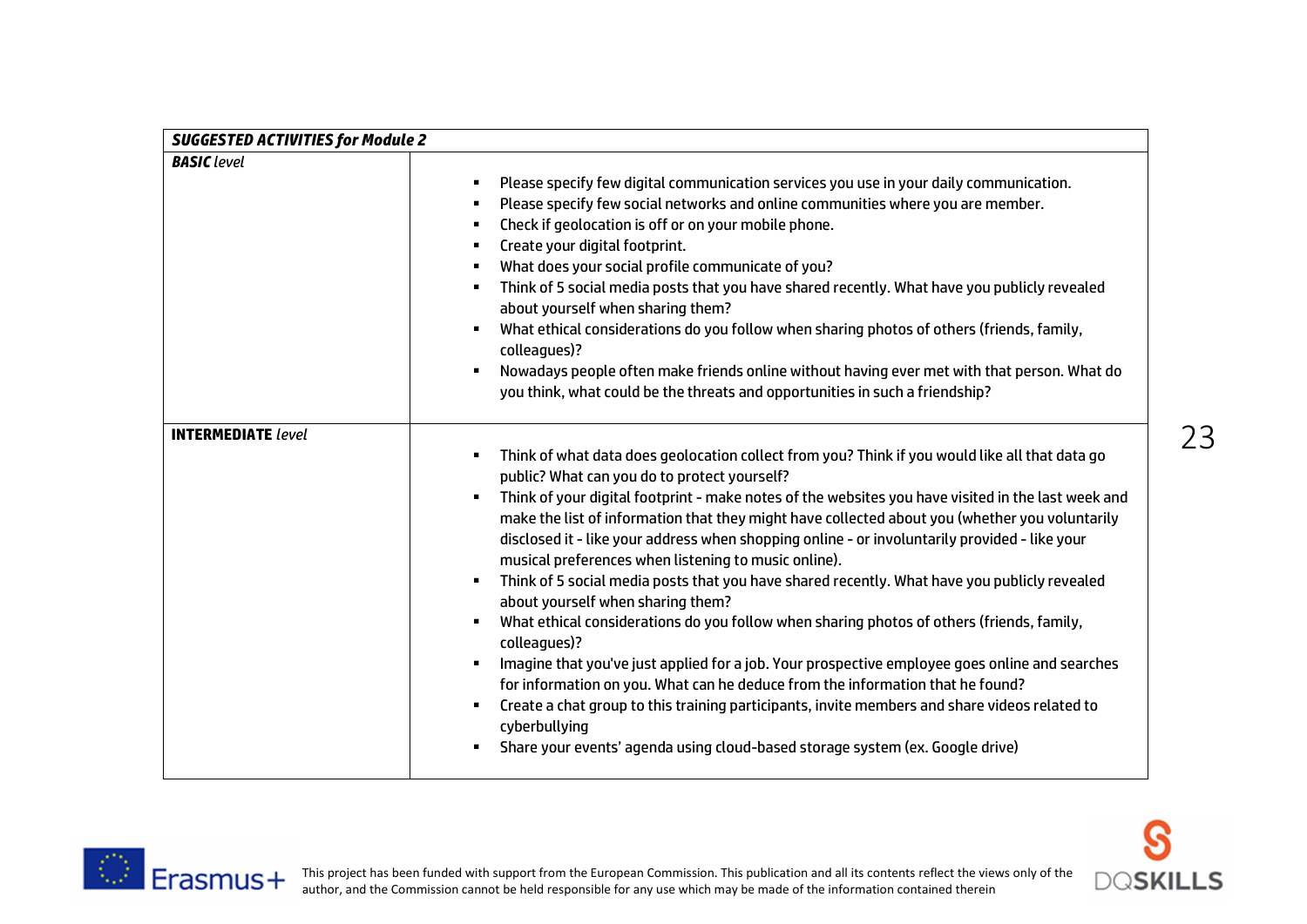| ***SUGGESTED ACTIVITIES for Module 2*** | |
|---|---|
| ***BASIC** level* | ▪ Please specify few digital communication services you use in your daily communication.<br>▪ Please specify few social networks and online communities where you are member.<br>▪ Check if geolocation is off or on your mobile phone.<br>▪ Create your digital footprint.<br>▪ What does your social profile communicate of you?<br>▪ Think of 5 social media posts that you have shared recently. What have you publicly revealed about yourself when sharing them?<br>▪ What ethical considerations do you follow when sharing photos of others (friends, family, colleagues)?<br>▪ Nowadays people often make friends online without having ever met with that person. What do you think, what could be the threats and opportunities in such a friendship? |
| ***INTERMEDIATE** level* | ▪ Think of what data does geolocation collect from you? Think if you would like all that data go public? What can you do to protect yourself?<br>▪ Think of your digital footprint - make notes of the websites you have visited in the last week and make the list of information that they might have collected about you (whether you voluntarily disclosed it - like your address when shopping online - or involuntarily provided - like your musical preferences when listening to music online).<br>▪ Think of 5 social media posts that you have shared recently. What have you publicly revealed about yourself when sharing them?<br>▪ What ethical considerations do you follow when sharing photos of others (friends, family, colleagues)?<br>▪ Imagine that you've just applied for a job. Your prospective employee goes online and searches for information on you. What can he deduce from the information that he found?<br>▪ Create a chat group to this training participants, invite members and share videos related to cyberbullying<br>▪ Share your events' agenda using cloud-based storage system (ex. Google drive) |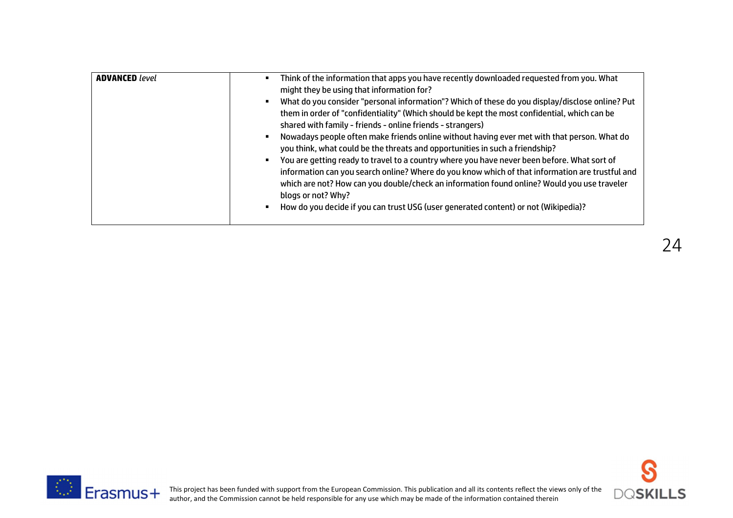| **ADVANCED** *level* | ▪ Think of the information that apps you have recently downloaded requested from you. What might they be using that information for?<br>▪ What do you consider "personal information"? Which of these do you display/disclose online? Put them in order of "confidentiality" (Which should be kept the most confidential, which can be shared with family - friends - online friends - strangers)<br>▪ Nowadays people often make friends online without having ever met with that person. What do you think, what could be the threats and opportunities in such a friendship?<br>▪ You are getting ready to travel to a country where you have never been before. What sort of information can you search online? Where do you know which of that information are trustful and which are not? How can you double/check an information found online? Would you use traveler blogs or not? Why?<br>▪ How do you decide if you can trust USG (user generated content) or not (Wikipedia)? |
|---|---|

This project has been funded with support from the European Commission. This publication and all its contents reflect the views only of the author, and the Commission cannot be held responsible for any use which may be made of the information contained therein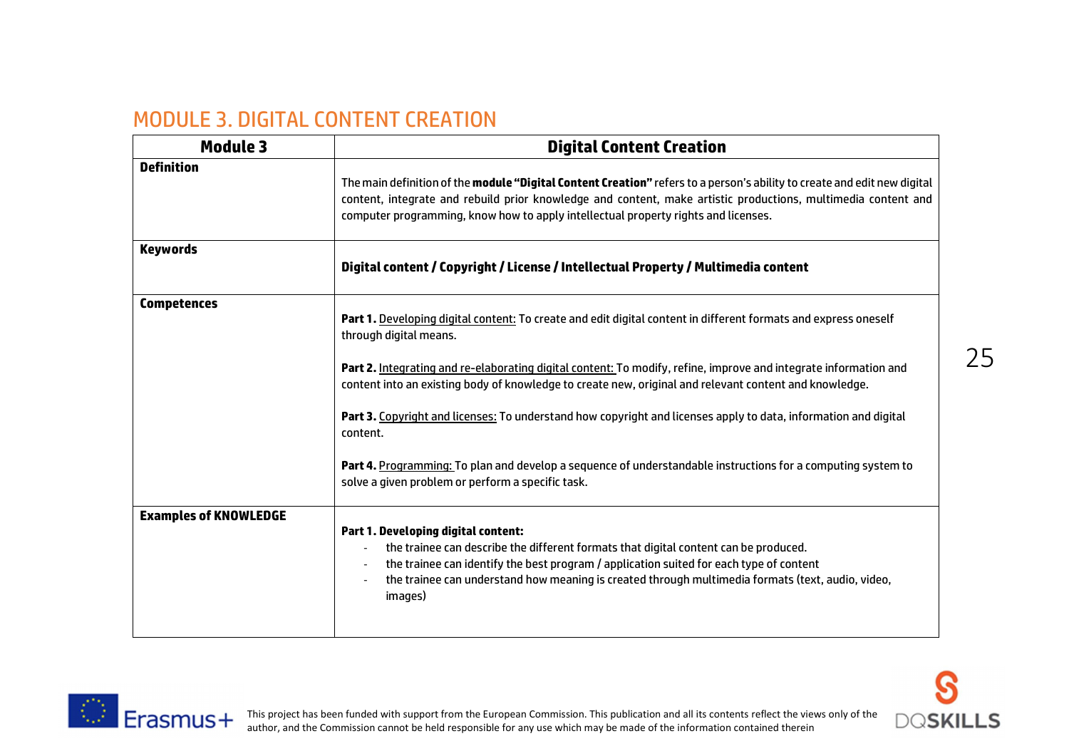## MODULE 3. DIGITAL CONTENT CREATION

| Module 3 | Digital Content Creation |
|---|---|
| **Definition** | The main definition of the **module "Digital Content Creation"** refers to a person's ability to create and edit new digital content, integrate and rebuild prior knowledge and content, make artistic productions, multimedia content and computer programming, know how to apply intellectual property rights and licenses. |
| **Keywords** | **Digital content / Copyright / License / Intellectual Property / Multimedia content** |
| **Competences** | **Part 1.** Developing digital content: To create and edit digital content in different formats and express oneself through digital means.<br><br>**Part 2.** Integrating and re-elaborating digital content: To modify, refine, improve and integrate information and content into an existing body of knowledge to create new, original and relevant content and knowledge.<br><br>**Part 3.** Copyright and licenses: To understand how copyright and licenses apply to data, information and digital content.<br><br>**Part 4.** Programming: To plan and develop a sequence of understandable instructions for a computing system to solve a given problem or perform a specific task. |
| **Examples of KNOWLEDGE** | **Part 1. Developing digital content:**<br>- the trainee can describe the different formats that digital content can be produced.<br>- the trainee can identify the best program / application suited for each type of content<br>- the trainee can understand how meaning is created through multimedia formats (text, audio, video, images) |

This project has been funded with support from the European Commission. This publication and all its contents reflect the views only of the author, and the Commission cannot be held responsible for any use which may be made of the information contained therein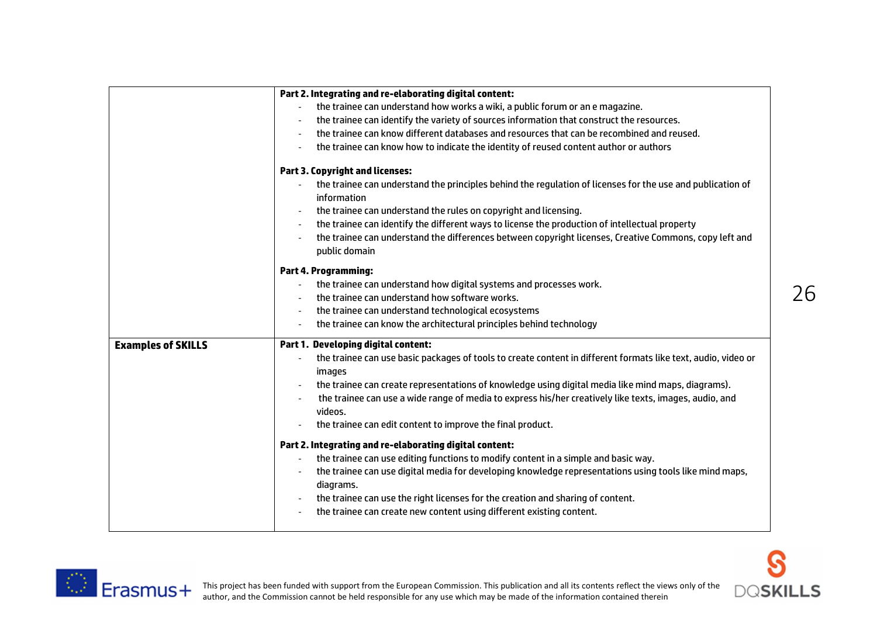| | |
|---|---|
| | **Part 2. Integrating and re-elaborating digital content:**<br>- the trainee can understand how works a wiki, a public forum or an e magazine.<br>- the trainee can identify the variety of sources information that construct the resources.<br>- the trainee can know different databases and resources that can be recombined and reused.<br>- the trainee can know how to indicate the identity of reused content author or authors<br><br>**Part 3. Copyright and licenses:**<br>- the trainee can understand the principles behind the regulation of licenses for the use and publication of information<br>- the trainee can understand the rules on copyright and licensing.<br>- the trainee can identify the different ways to license the production of intellectual property<br>- the trainee can understand the differences between copyright licenses, Creative Commons, copy left and public domain<br><br>**Part 4. Programming:**<br>- the trainee can understand how digital systems and processes work.<br>- the trainee can understand how software works.<br>- the trainee can understand technological ecosystems<br>- the trainee can know the architectural principles behind technology |
| **Examples of SKILLS** | **Part 1. Developing digital content:**<br>- the trainee can use basic packages of tools to create content in different formats like text, audio, video or images<br>- the trainee can create representations of knowledge using digital media like mind maps, diagrams).<br>- the trainee can use a wide range of media to express his/her creatively like texts, images, audio, and videos.<br>- the trainee can edit content to improve the final product.<br><br>**Part 2. Integrating and re-elaborating digital content:**<br>- the trainee can use editing functions to modify content in a simple and basic way.<br>- the trainee can use digital media for developing knowledge representations using tools like mind maps, diagrams.<br>- the trainee can use the right licenses for the creation and sharing of content.<br>- the trainee can create new content using different existing content. |

This project has been funded with support from the European Commission. This publication and all its contents reflect the views only of the author, and the Commission cannot be held responsible for any use which may be made of the information contained therein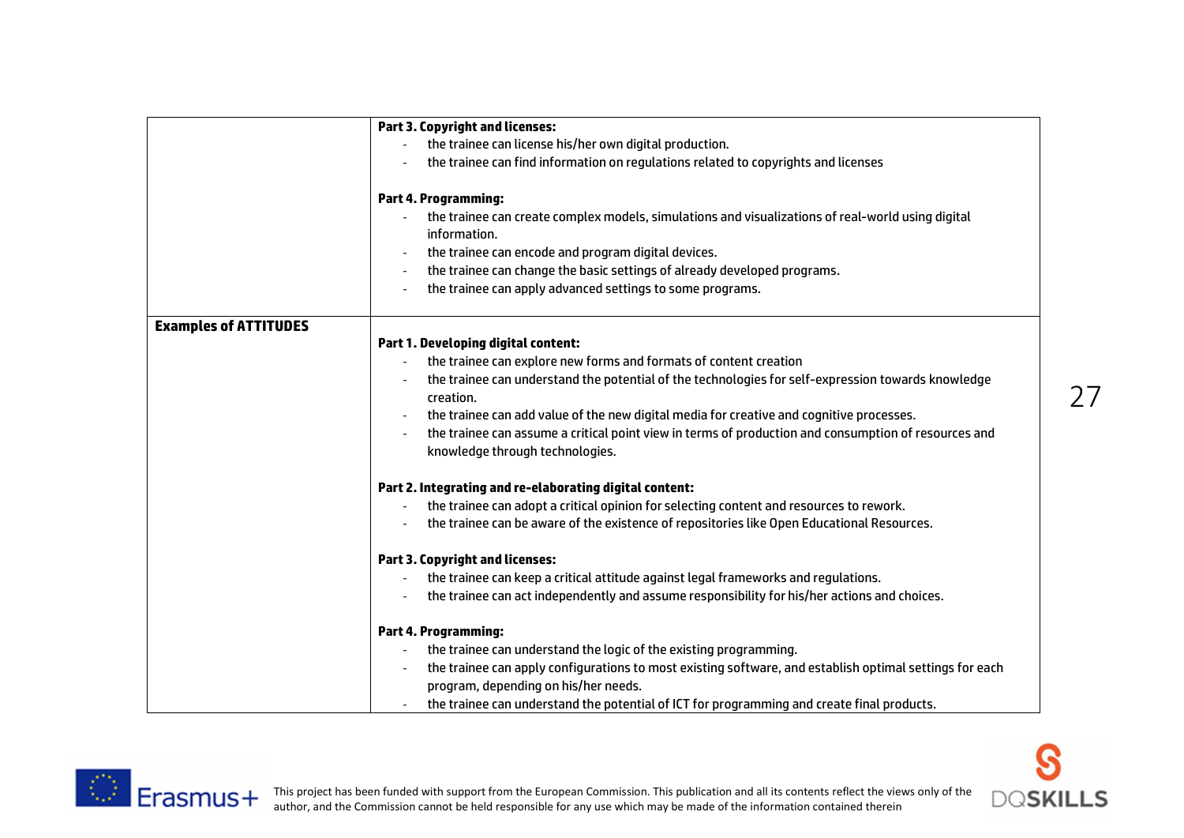| | |
|---|---|
| | **Part 3. Copyright and licenses:**<br>- the trainee can license his/her own digital production.<br>- the trainee can find information on regulations related to copyrights and licenses<br><br>**Part 4. Programming:**<br>- the trainee can create complex models, simulations and visualizations of real-world using digital information.<br>- the trainee can encode and program digital devices.<br>- the trainee can change the basic settings of already developed programs.<br>- the trainee can apply advanced settings to some programs. |
| **Examples of ATTITUDES** | **Part 1. Developing digital content:**<br>- the trainee can explore new forms and formats of content creation<br>- the trainee can understand the potential of the technologies for self-expression towards knowledge creation.<br>- the trainee can add value of the new digital media for creative and cognitive processes.<br>- the trainee can assume a critical point view in terms of production and consumption of resources and knowledge through technologies.<br><br>**Part 2. Integrating and re-elaborating digital content:**<br>- the trainee can adopt a critical opinion for selecting content and resources to rework.<br>- the trainee can be aware of the existence of repositories like Open Educational Resources.<br><br>**Part 3. Copyright and licenses:**<br>- the trainee can keep a critical attitude against legal frameworks and regulations.<br>- the trainee can act independently and assume responsibility for his/her actions and choices.<br><br>**Part 4. Programming:**<br>- the trainee can understand the logic of the existing programming.<br>- the trainee can apply configurations to most existing software, and establish optimal settings for each program, depending on his/her needs.<br>- the trainee can understand the potential of ICT for programming and create final products. |

This project has been funded with support from the European Commission. This publication and all its contents reflect the views only of the author, and the Commission cannot be held responsible for any use which may be made of the information contained therein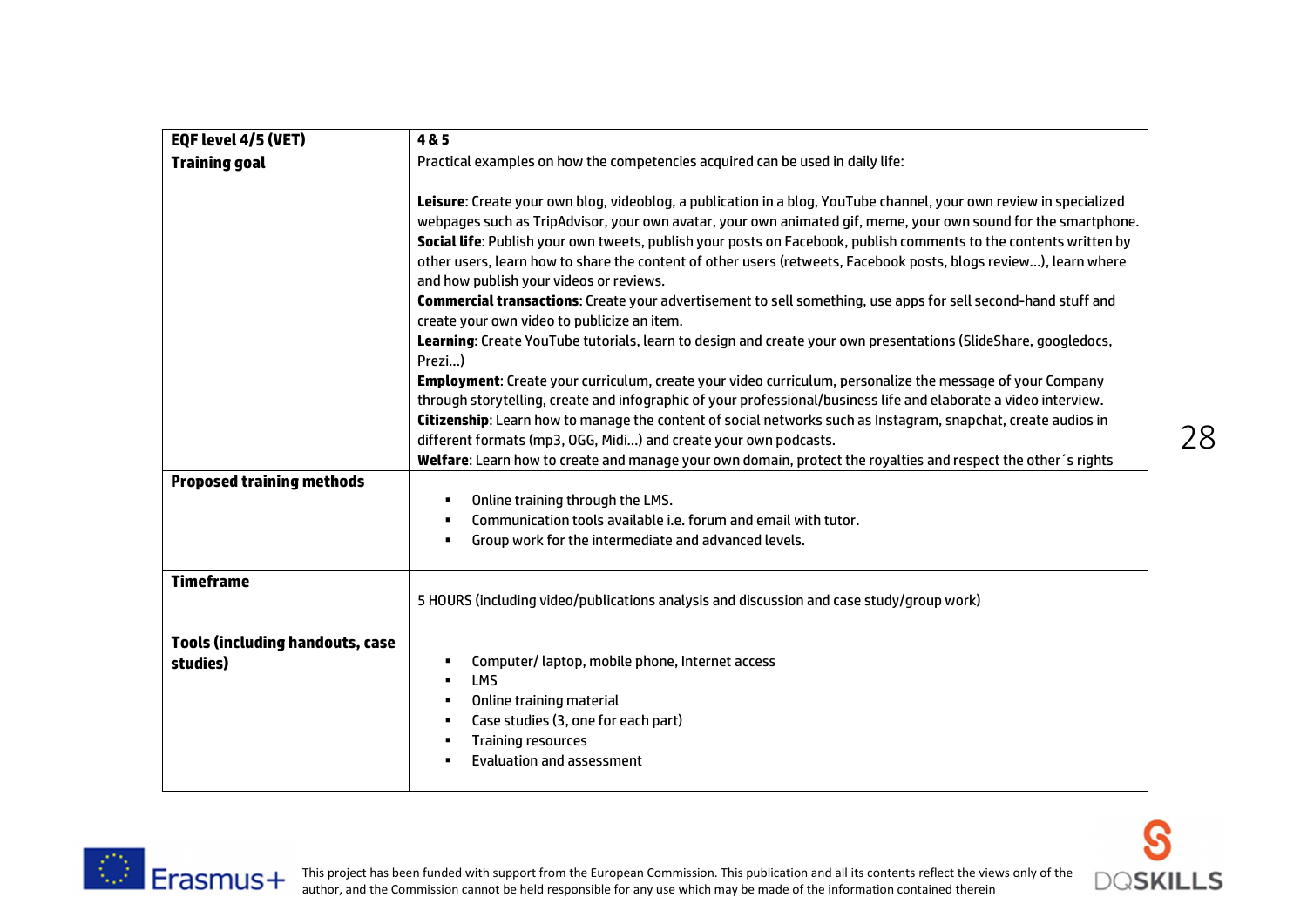| EQF level 4/5 (VET) | 4 & 5 |
|---|---|
| **Training goal** | Practical examples on how the competencies acquired can be used in daily life:<br><br>**Leisure**: Create your own blog, videoblog, a publication in a blog, YouTube channel, your own review in specialized webpages such as TripAdvisor, your own avatar, your own animated gif, meme, your own sound for the smartphone.<br>**Social life**: Publish your own tweets, publish your posts on Facebook, publish comments to the contents written by other users, learn how to share the content of other users (retweets, Facebook posts, blogs review…), learn where and how publish your videos or reviews.<br>**Commercial transactions**: Create your advertisement to sell something, use apps for sell second-hand stuff and create your own video to publicize an item.<br>**Learning**: Create YouTube tutorials, learn to design and create your own presentations (SlideShare, googledocs, Prezi…)<br>**Employment**: Create your curriculum, create your video curriculum, personalize the message of your Company through storytelling, create and infographic of your professional/business life and elaborate a video interview.<br>**Citizenship**: Learn how to manage the content of social networks such as Instagram, snapchat, create audios in different formats (mp3, OGG, Midi…) and create your own podcasts.<br>**Welfare**: Learn how to create and manage your own domain, protect the royalties and respect the other´s rights |
| **Proposed training methods** | ▪ Online training through the LMS.<br>▪ Communication tools available i.e. forum and email with tutor.<br>▪ Group work for the intermediate and advanced levels. |
| **Timeframe** | 5 HOURS (including video/publications analysis and discussion and case study/group work) |
| **Tools (including handouts, case studies)** | ▪ Computer/ laptop, mobile phone, Internet access<br>▪ LMS<br>▪ Online training material<br>▪ Case studies (3, one for each part)<br>▪ Training resources<br>▪ Evaluation and assessment |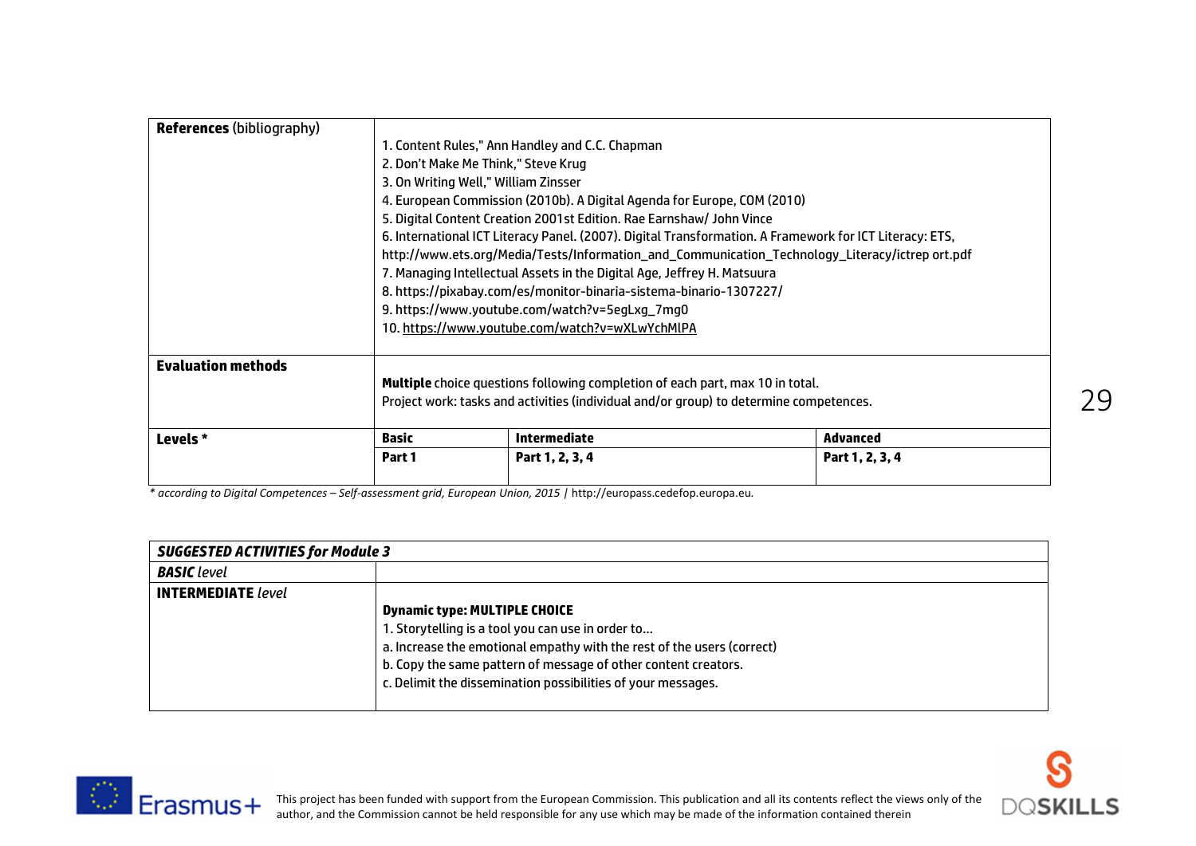| **References** (bibliography) | 1. Content Rules," Ann Handley and C.C. Chapman<br>2. Don't Make Me Think," Steve Krug<br>3. On Writing Well," William Zinsser<br>4. European Commission (2010b). A Digital Agenda for Europe, COM (2010)<br>5. Digital Content Creation 2001st Edition. Rae Earnshaw/ John Vince<br>6. International ICT Literacy Panel. (2007). Digital Transformation. A Framework for ICT Literacy: ETS, http://www.ets.org/Media/Tests/Information_and_Communication_Technology_Literacy/ictrep ort.pdf<br>7. Managing Intellectual Assets in the Digital Age, Jeffrey H. Matsuura<br>8. https://pixabay.com/es/monitor-binaria-sistema-binario-1307227/<br>9. https://www.youtube.com/watch?v=5egLxg_7mg0<br>10. https://www.youtube.com/watch?v=wXLwYchMlPA | | |
|---|---|---|---|
| **Evaluation methods** | **Multiple** choice questions following completion of each part, max 10 in total.<br>Project work: tasks and activities (individual and/or group) to determine competences. | | |
| **Levels \*** | **Basic** | **Intermediate** | **Advanced** |
| | **Part 1** | **Part 1, 2, 3, 4** | **Part 1, 2, 3, 4** |

*\* according to Digital Competences – Self-assessment grid, European Union, 2015 |* http://europass.cedefop.europa.eu.

| ***SUGGESTED ACTIVITIES for Module 3*** | |
|---|---|
| ***BASIC** level* | |
| ***INTERMEDIATE** level* | **Dynamic type: MULTIPLE CHOICE**<br>1. Storytelling is a tool you can use in order to…<br>a. Increase the emotional empathy with the rest of the users (correct)<br>b. Copy the same pattern of message of other content creators.<br>c. Delimit the dissemination possibilities of your messages. |

This project has been funded with support from the European Commission. This publication and all its contents reflect the views only of the author, and the Commission cannot be held responsible for any use which may be made of the information contained therein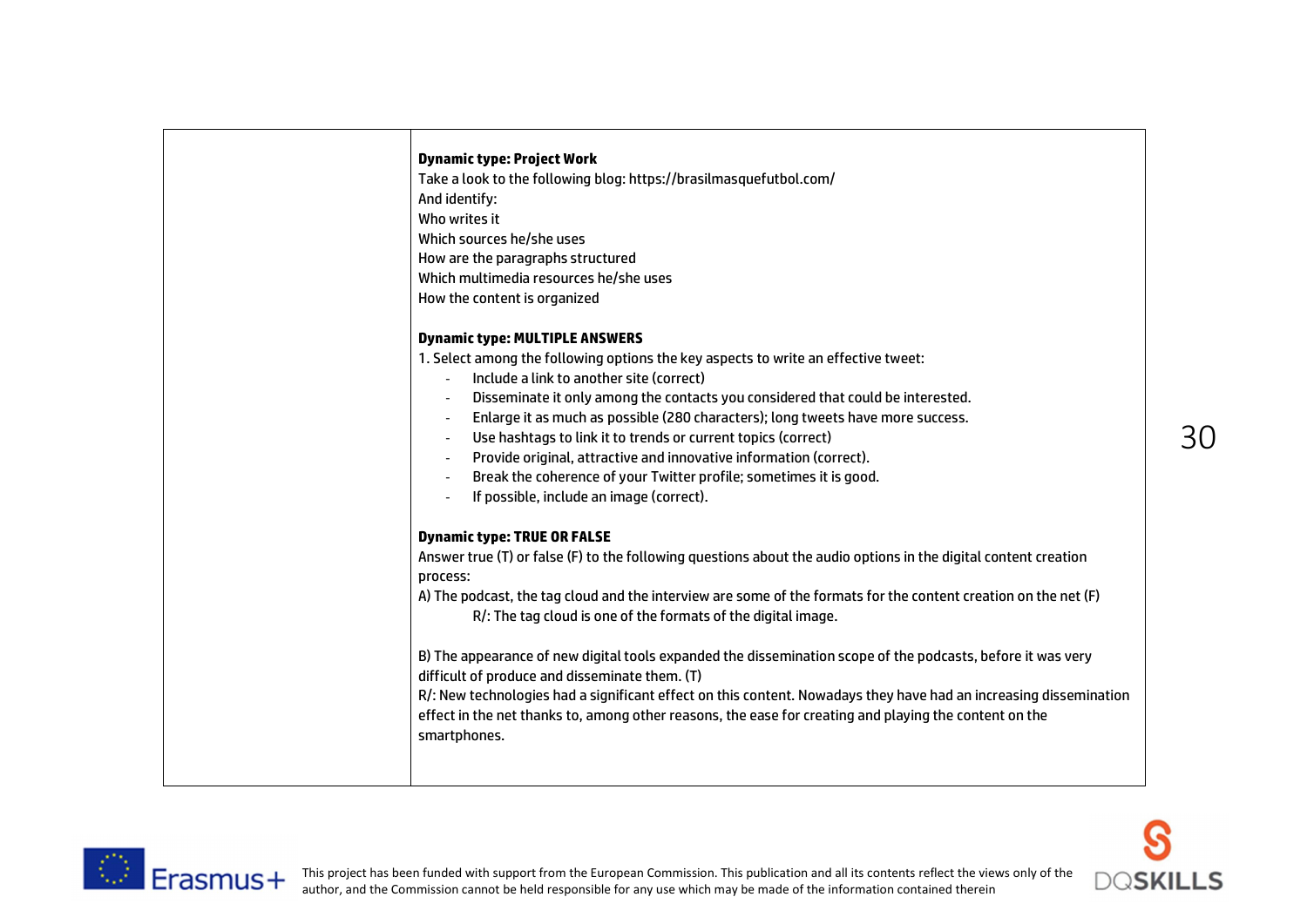| | |
|---|---|
| | **Dynamic type: Project Work**<br>Take a look to the following blog: https://brasilmasquefutbol.com/<br>And identify:<br>Who writes it<br>Which sources he/she uses<br>How are the paragraphs structured<br>Which multimedia resources he/she uses<br>How the content is organized<br><br>**Dynamic type: MULTIPLE ANSWERS**<br>1. Select among the following options the key aspects to write an effective tweet:<br>- Include a link to another site (correct)<br>- Disseminate it only among the contacts you considered that could be interested.<br>- Enlarge it as much as possible (280 characters); long tweets have more success.<br>- Use hashtags to link it to trends or current topics (correct)<br>- Provide original, attractive and innovative information (correct).<br>- Break the coherence of your Twitter profile; sometimes it is good.<br>- If possible, include an image (correct).<br><br>**Dynamic type: TRUE OR FALSE**<br>Answer true (T) or false (F) to the following questions about the audio options in the digital content creation process:<br>A) The podcast, the tag cloud and the interview are some of the formats for the content creation on the net (F)<br>R/: The tag cloud is one of the formats of the digital image.<br><br>B) The appearance of new digital tools expanded the dissemination scope of the podcasts, before it was very difficult of produce and disseminate them. (T)<br>R/: New technologies had a significant effect on this content. Nowadays they have had an increasing dissemination effect in the net thanks to, among other reasons, the ease for creating and playing the content on the smartphones. |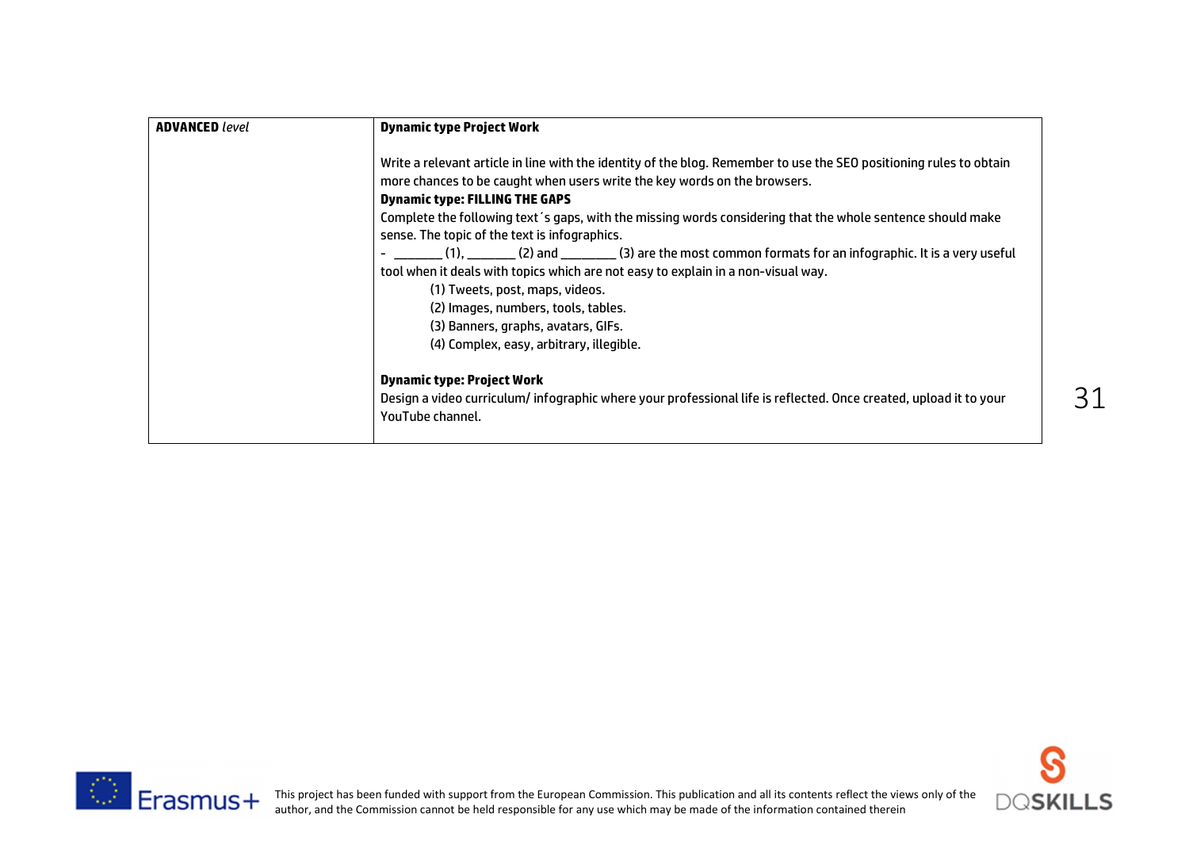| **ADVANCED** *level* | **Dynamic type Project Work**<br><br>Write a relevant article in line with the identity of the blog. Remember to use the SEO positioning rules to obtain more chances to be caught when users write the key words on the browsers.<br>**Dynamic type: FILLING THE GAPS**<br>Complete the following text´s gaps, with the missing words considering that the whole sentence should make sense. The topic of the text is infographics.<br>- _______ (1), _______ (2) and ________ (3) are the most common formats for an infographic. It is a very useful tool when it deals with topics which are not easy to explain in a non-visual way.<br>(1) Tweets, post, maps, videos.<br>(2) Images, numbers, tools, tables.<br>(3) Banners, graphs, avatars, GIFs.<br>(4) Complex, easy, arbitrary, illegible.<br><br>**Dynamic type: Project Work**<br>Design a video curriculum/ infographic where your professional life is reflected. Once created, upload it to your YouTube channel. |
|---|---|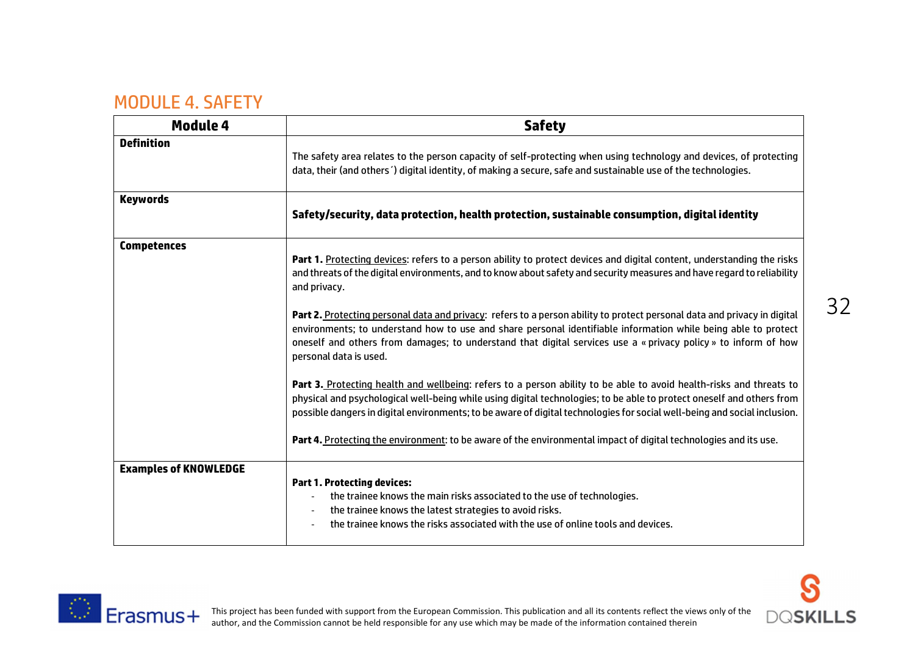## MODULE 4. SAFETY

| Module 4 | Safety |
|---|---|
| **Definition** | The safety area relates to the person capacity of self-protecting when using technology and devices, of protecting data, their (and others´) digital identity, of making a secure, safe and sustainable use of the technologies. |
| **Keywords** | **Safety/security, data protection, health protection, sustainable consumption, digital identity** |
| **Competences** | **Part 1.** <u>Protecting devices</u>: refers to a person ability to protect devices and digital content, understanding the risks and threats of the digital environments, and to know about safety and security measures and have regard to reliability and privacy.<br><br>**Part 2.** <u>Protecting personal data and privacy</u>: refers to a person ability to protect personal data and privacy in digital environments; to understand how to use and share personal identifiable information while being able to protect oneself and others from damages; to understand that digital services use a « privacy policy » to inform of how personal data is used.<br><br>**Part 3.** <u>Protecting health and wellbeing</u>: refers to a person ability to be able to avoid health-risks and threats to physical and psychological well-being while using digital technologies; to be able to protect oneself and others from possible dangers in digital environments; to be aware of digital technologies for social well-being and social inclusion.<br><br>**Part 4.** <u>Protecting the environment</u>: to be aware of the environmental impact of digital technologies and its use. |
| **Examples of KNOWLEDGE** | **Part 1. Protecting devices:**<br>- the trainee knows the main risks associated to the use of technologies.<br>- the trainee knows the latest strategies to avoid risks.<br>- the trainee knows the risks associated with the use of online tools and devices. |

This project has been funded with support from the European Commission. This publication and all its contents reflect the views only of the author, and the Commission cannot be held responsible for any use which may be made of the information contained therein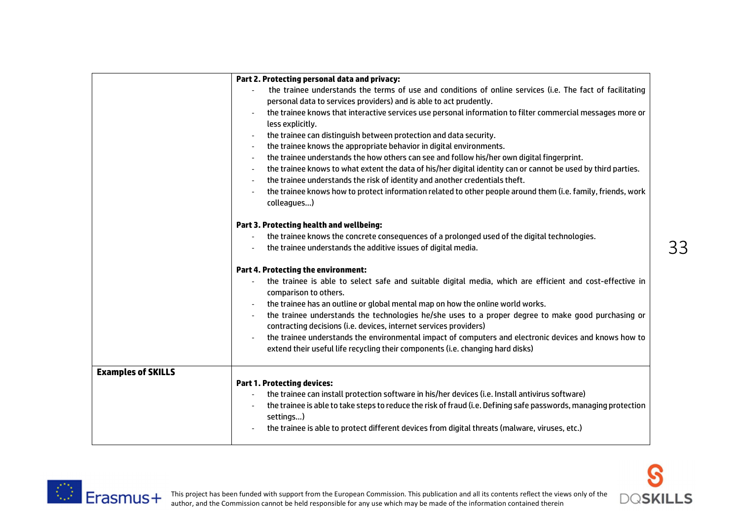| | |
|---|---|
| | **Part 2. Protecting personal data and privacy:**<br>- the trainee understands the terms of use and conditions of online services (i.e. The fact of facilitating personal data to services providers) and is able to act prudently.<br>- the trainee knows that interactive services use personal information to filter commercial messages more or less explicitly.<br>- the trainee can distinguish between protection and data security.<br>- the trainee knows the appropriate behavior in digital environments.<br>- the trainee understands the how others can see and follow his/her own digital fingerprint.<br>- the trainee knows to what extent the data of his/her digital identity can or cannot be used by third parties.<br>- the trainee understands the risk of identity and another credentials theft.<br>- the trainee knows how to protect information related to other people around them (i.e. family, friends, work colleagues…)<br><br>**Part 3. Protecting health and wellbeing:**<br>- the trainee knows the concrete consequences of a prolonged used of the digital technologies.<br>- the trainee understands the additive issues of digital media.<br><br>**Part 4. Protecting the environment:**<br>- the trainee is able to select safe and suitable digital media, which are efficient and cost-effective in comparison to others.<br>- the trainee has an outline or global mental map on how the online world works.<br>- the trainee understands the technologies he/she uses to a proper degree to make good purchasing or contracting decisions (i.e. devices, internet services providers)<br>- the trainee understands the environmental impact of computers and electronic devices and knows how to extend their useful life recycling their components (i.e. changing hard disks) |
| **Examples of SKILLS** | **Part 1. Protecting devices:**<br>- the trainee can install protection software in his/her devices (i.e. Install antivirus software)<br>- the trainee is able to take steps to reduce the risk of fraud (i.e. Defining safe passwords, managing protection settings…)<br>- the trainee is able to protect different devices from digital threats (malware, viruses, etc.) |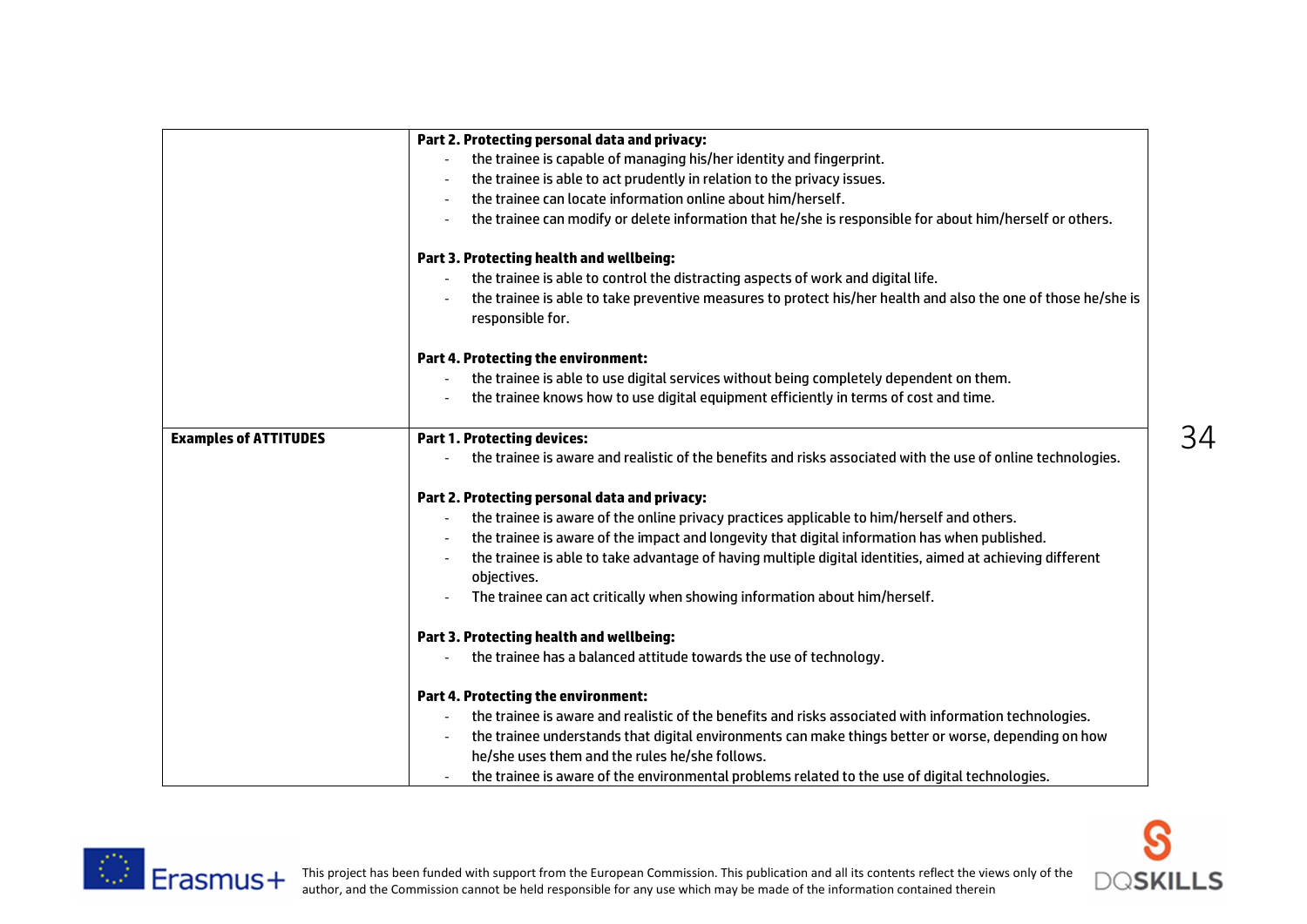| | |
|---|---|
| | **Part 2. Protecting personal data and privacy:**<br>- the trainee is capable of managing his/her identity and fingerprint.<br>- the trainee is able to act prudently in relation to the privacy issues.<br>- the trainee can locate information online about him/herself.<br>- the trainee can modify or delete information that he/she is responsible for about him/herself or others.<br><br>**Part 3. Protecting health and wellbeing:**<br>- the trainee is able to control the distracting aspects of work and digital life.<br>- the trainee is able to take preventive measures to protect his/her health and also the one of those he/she is responsible for.<br><br>**Part 4. Protecting the environment:**<br>- the trainee is able to use digital services without being completely dependent on them.<br>- the trainee knows how to use digital equipment efficiently in terms of cost and time. |
| **Examples of ATTITUDES** | **Part 1. Protecting devices:**<br>- the trainee is aware and realistic of the benefits and risks associated with the use of online technologies.<br><br>**Part 2. Protecting personal data and privacy:**<br>- the trainee is aware of the online privacy practices applicable to him/herself and others.<br>- the trainee is aware of the impact and longevity that digital information has when published.<br>- the trainee is able to take advantage of having multiple digital identities, aimed at achieving different objectives.<br>- The trainee can act critically when showing information about him/herself.<br><br>**Part 3. Protecting health and wellbeing:**<br>- the trainee has a balanced attitude towards the use of technology.<br><br>**Part 4. Protecting the environment:**<br>- the trainee is aware and realistic of the benefits and risks associated with information technologies.<br>- the trainee understands that digital environments can make things better or worse, depending on how he/she uses them and the rules he/she follows.<br>- the trainee is aware of the environmental problems related to the use of digital technologies. |

This project has been funded with support from the European Commission. This publication and all its contents reflect the views only of the author, and the Commission cannot be held responsible for any use which may be made of the information contained therein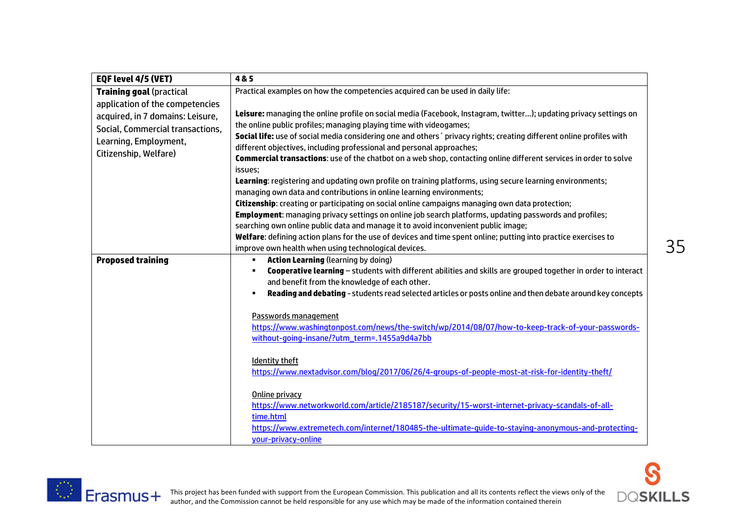| **EQF level 4/5 (VET)** | **4 & 5** |
|---|---|
| **Training goal** (practical application of the competencies acquired, in 7 domains: Leisure, Social, Commercial transactions, Learning, Employment, Citizenship, Welfare) | Practical examples on how the competencies acquired can be used in daily life:<br><br>**Leisure:** managing the online profile on social media (Facebook, Instagram, twitter…); updating privacy settings on the online public profiles; managing playing time with videogames;<br>**Social life:** use of social media considering one and others´ privacy rights; creating different online profiles with different objectives, including professional and personal approaches;<br>**Commercial transactions**: use of the chatbot on a web shop, contacting online different services in order to solve issues;<br>**Learning**: registering and updating own profile on training platforms, using secure learning environments; managing own data and contributions in online learning environments;<br>**Citizenship**: creating or participating on social online campaigns managing own data protection;<br>**Employment**: managing privacy settings on online job search platforms, updating passwords and profiles; searching own online public data and manage it to avoid inconvenient public image;<br>**Welfare**: defining action plans for the use of devices and time spent online; putting into practice exercises to improve own health when using technological devices. |
| **Proposed training** | ▪ **Action Learning** (learning by doing)<br>▪ **Cooperative learning** – students with different abilities and skills are grouped together in order to interact and benefit from the knowledge of each other.<br>▪ **Reading and debating** - students read selected articles or posts online and then debate around key concepts<br><br>Passwords management<br>https://www.washingtonpost.com/news/the-switch/wp/2014/08/07/how-to-keep-track-of-your-passwords-without-going-insane/?utm_term=.1455a9d4a7bb<br><br>Identity theft<br>https://www.nextadvisor.com/blog/2017/06/26/4-groups-of-people-most-at-risk-for-identity-theft/<br><br>Online privacy<br>https://www.networkworld.com/article/2185187/security/15-worst-internet-privacy-scandals-of-all-time.html<br>https://www.extremetech.com/internet/180485-the-ultimate-guide-to-staying-anonymous-and-protecting-your-privacy-online |

This project has been funded with support from the European Commission. This publication and all its contents reflect the views only of the author, and the Commission cannot be held responsible for any use which may be made of the information contained therein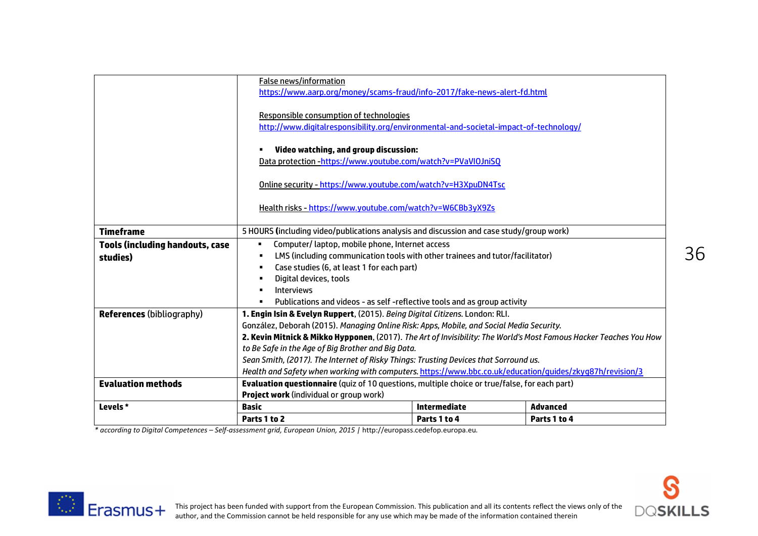| | | | |
|---|---|---|---|
| | False news/information<br>https://www.aarp.org/money/scams-fraud/info-2017/fake-news-alert-fd.html<br><br>Responsible consumption of technologies<br>http://www.digitalresponsibility.org/environmental-and-societal-impact-of-technology/<br><br>▪ **Video watching, and group discussion:**<br>Data protection -https://www.youtube.com/watch?v=PVaVIOJniSQ<br><br>Online security - https://www.youtube.com/watch?v=H3XpuDN4Tsc<br><br>Health risks - https://www.youtube.com/watch?v=W6CBb3yX9Zs | | |
| **Timeframe** | 5 HOURS **(**including video/publications analysis and discussion and case study/group work) | | |
| **Tools (including handouts, case studies)** | ▪ Computer/ laptop, mobile phone, Internet access<br>▪ LMS (including communication tools with other trainees and tutor/facilitator)<br>▪ Case studies (6, at least 1 for each part)<br>▪ Digital devices, tools<br>▪ Interviews<br>▪ Publications and videos - as self -reflective tools and as group activity | | |
| **References** (bibliography) | **1. Engin Isin & Evelyn Ruppert**, (2015). *Being Digital Citizens.* London: RLI.<br>González, Deborah (2015). *Managing Online Risk: Apps, Mobile, and Social Media Security.*<br>**2. Kevin Mitnick & Mikko Hypponen**, (2017). *The Art of Invisibility: The World's Most Famous Hacker Teaches You How to Be Safe in the Age of Big Brother and Big Data.*<br>*Sean Smith, (2017). The Internet of Risky Things: Trusting Devices that Sorround us.*<br>*Health and Safety when working with computers.* https://www.bbc.co.uk/education/guides/zkyg87h/revision/3 | | |
| **Evaluation methods** | **Evaluation questionnaire** (quiz of 10 questions, multiple choice or true/false, for each part)<br>**Project work** (individual or group work) | | |
| **Levels \*** | **Basic** | **Intermediate** | **Advanced** |
| | **Parts 1 to 2** | **Parts 1 to 4** | **Parts 1 to 4** |

*\* according to Digital Competences – Self-assessment grid, European Union, 2015* | http://europass.cedefop.europa.eu.

This project has been funded with support from the European Commission. This publication and all its contents reflect the views only of the author, and the Commission cannot be held responsible for any use which may be made of the information contained therein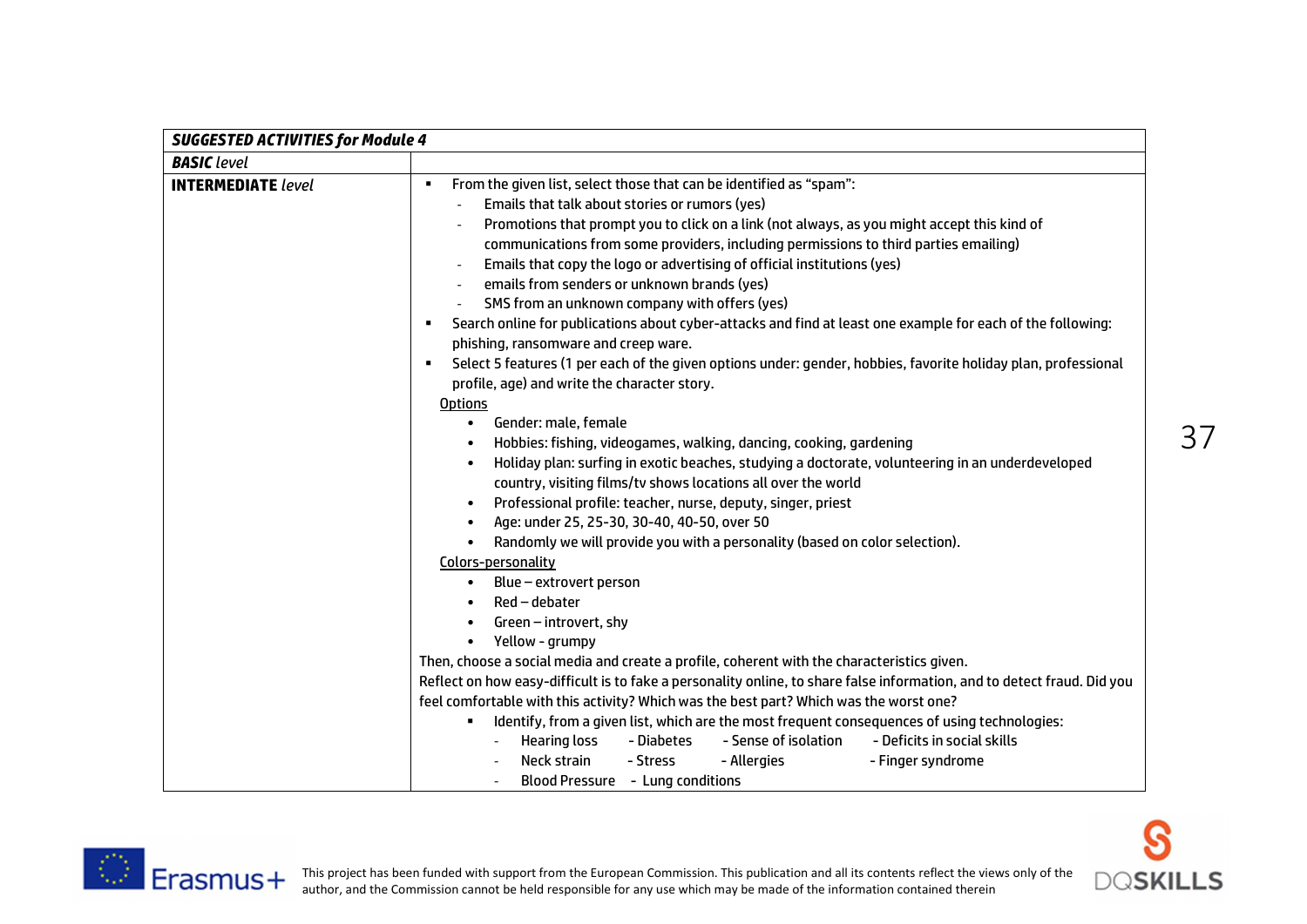| ***SUGGESTED ACTIVITIES for Module 4*** | |
|---|---|
| ***BASIC** level* | |
| ***INTERMEDIATE** level* | ▪ From the given list, select those that can be identified as "spam":<br>- Emails that talk about stories or rumors (yes)<br>- Promotions that prompt you to click on a link (not always, as you might accept this kind of communications from some providers, including permissions to third parties emailing)<br>- Emails that copy the logo or advertising of official institutions (yes)<br>- emails from senders or unknown brands (yes)<br>- SMS from an unknown company with offers (yes)<br>▪ Search online for publications about cyber-attacks and find at least one example for each of the following: phishing, ransomware and creep ware.<br>▪ Select 5 features (1 per each of the given options under: gender, hobbies, favorite holiday plan, professional profile, age) and write the character story.<br><u>Options</u><br>• Gender: male, female<br>• Hobbies: fishing, videogames, walking, dancing, cooking, gardening<br>• Holiday plan: surfing in exotic beaches, studying a doctorate, volunteering in an underdeveloped country, visiting films/tv shows locations all over the world<br>• Professional profile: teacher, nurse, deputy, singer, priest<br>• Age: under 25, 25-30, 30-40, 40-50, over 50<br>• Randomly we will provide you with a personality (based on color selection).<br><u>Colors-personality</u><br>• Blue – extrovert person<br>• Red – debater<br>• Green – introvert, shy<br>• Yellow - grumpy<br>Then, choose a social media and create a profile, coherent with the characteristics given.<br>Reflect on how easy-difficult is to fake a personality online, to share false information, and to detect fraud. Did you feel comfortable with this activity? Which was the best part? Which was the worst one?<br>▪ Identify, from a given list, which are the most frequent consequences of using technologies:<br>- Hearing loss - Diabetes - Sense of isolation - Deficits in social skills<br>- Neck strain - Stress - Allergies - Finger syndrome<br>- Blood Pressure - Lung conditions |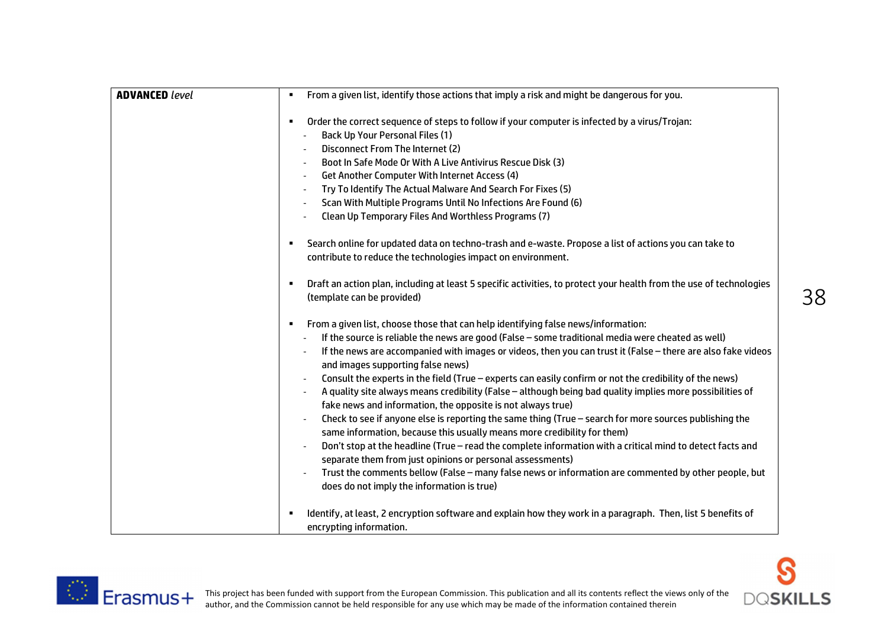| **ADVANCED** *level* | ▪ From a given list, identify those actions that imply a risk and might be dangerous for you.<br><br>▪ Order the correct sequence of steps to follow if your computer is infected by a virus/Trojan:<br>- Back Up Your Personal Files (1)<br>- Disconnect From The Internet (2)<br>- Boot In Safe Mode Or With A Live Antivirus Rescue Disk (3)<br>- Get Another Computer With Internet Access (4)<br>- Try To Identify The Actual Malware And Search For Fixes (5)<br>- Scan With Multiple Programs Until No Infections Are Found (6)<br>- Clean Up Temporary Files And Worthless Programs (7)<br><br>▪ Search online for updated data on techno-trash and e-waste. Propose a list of actions you can take to contribute to reduce the technologies impact on environment.<br><br>▪ Draft an action plan, including at least 5 specific activities, to protect your health from the use of technologies (template can be provided)<br><br>▪ From a given list, choose those that can help identifying false news/information:<br>- If the source is reliable the news are good (False – some traditional media were cheated as well)<br>- If the news are accompanied with images or videos, then you can trust it (False – there are also fake videos and images supporting false news)<br>- Consult the experts in the field (True – experts can easily confirm or not the credibility of the news)<br>- A quality site always means credibility (False – although being bad quality implies more possibilities of fake news and information, the opposite is not always true)<br>- Check to see if anyone else is reporting the same thing (True – search for more sources publishing the same information, because this usually means more credibility for them)<br>- Don't stop at the headline (True – read the complete information with a critical mind to detect facts and separate them from just opinions or personal assessments)<br>- Trust the comments bellow (False – many false news or information are commented by other people, but does do not imply the information is true)<br><br>▪ Identify, at least, 2 encryption software and explain how they work in a paragraph. Then, list 5 benefits of encrypting information. |
|---|---|

This project has been funded with support from the European Commission. This publication and all its contents reflect the views only of the author, and the Commission cannot be held responsible for any use which may be made of the information contained therein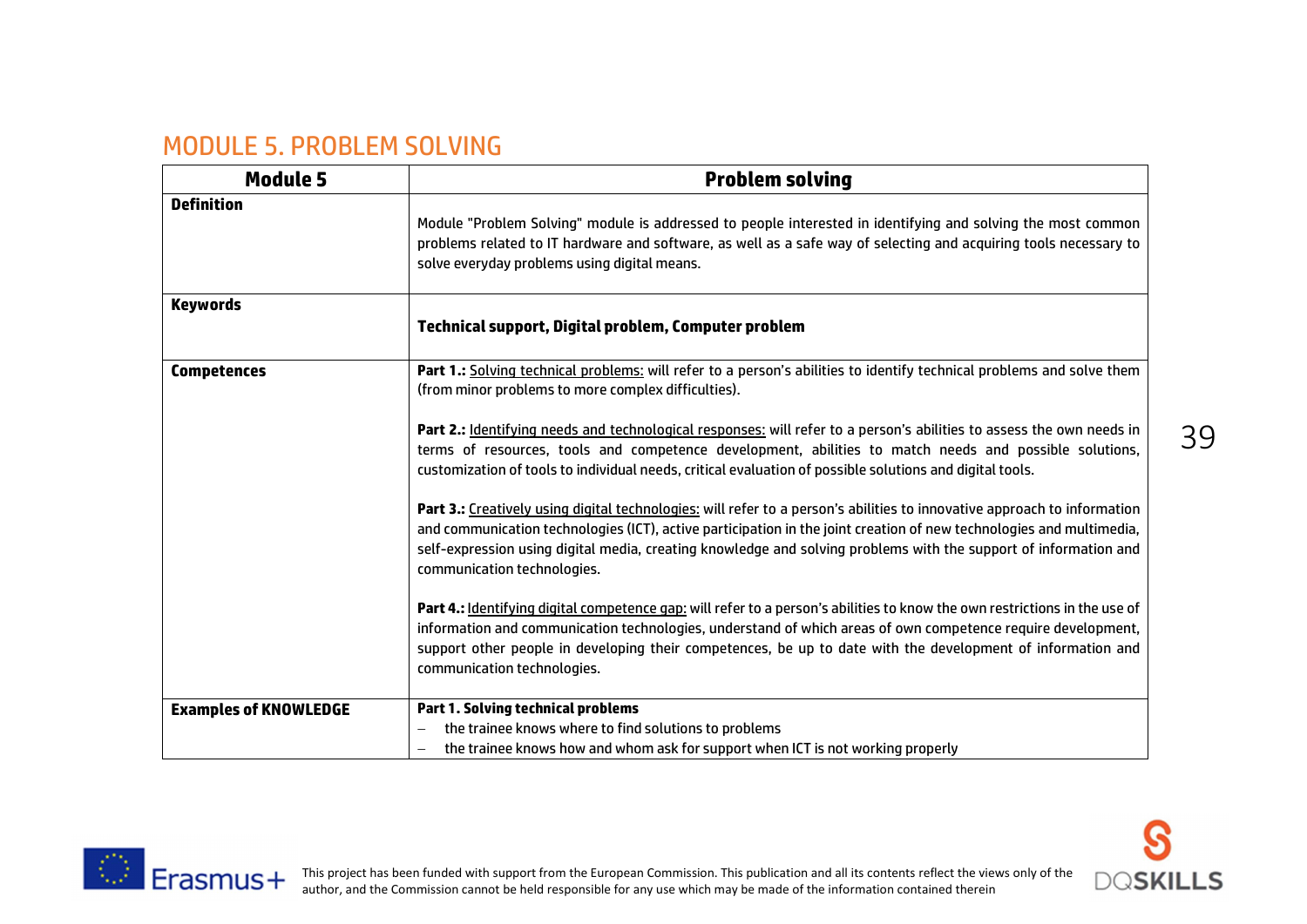## MODULE 5. PROBLEM SOLVING

| Module 5 | Problem solving |
|---|---|
| **Definition** | Module "Problem Solving" module is addressed to people interested in identifying and solving the most common problems related to IT hardware and software, as well as a safe way of selecting and acquiring tools necessary to solve everyday problems using digital means. |
| **Keywords** | **Technical support, Digital problem, Computer problem** |
| **Competences** | **Part 1.:** Solving technical problems: will refer to a person's abilities to identify technical problems and solve them (from minor problems to more complex difficulties).<br><br>**Part 2.:** Identifying needs and technological responses: will refer to a person's abilities to assess the own needs in terms of resources, tools and competence development, abilities to match needs and possible solutions, customization of tools to individual needs, critical evaluation of possible solutions and digital tools.<br><br>**Part 3.:** Creatively using digital technologies: will refer to a person's abilities to innovative approach to information and communication technologies (ICT), active participation in the joint creation of new technologies and multimedia, self-expression using digital media, creating knowledge and solving problems with the support of information and communication technologies.<br><br>**Part 4.:** Identifying digital competence gap: will refer to a person's abilities to know the own restrictions in the use of information and communication technologies, understand of which areas of own competence require development, support other people in developing their competences, be up to date with the development of information and communication technologies. |
| **Examples of KNOWLEDGE** | **Part 1. Solving technical problems**<br>– the trainee knows where to find solutions to problems<br>– the trainee knows how and whom ask for support when ICT is not working properly |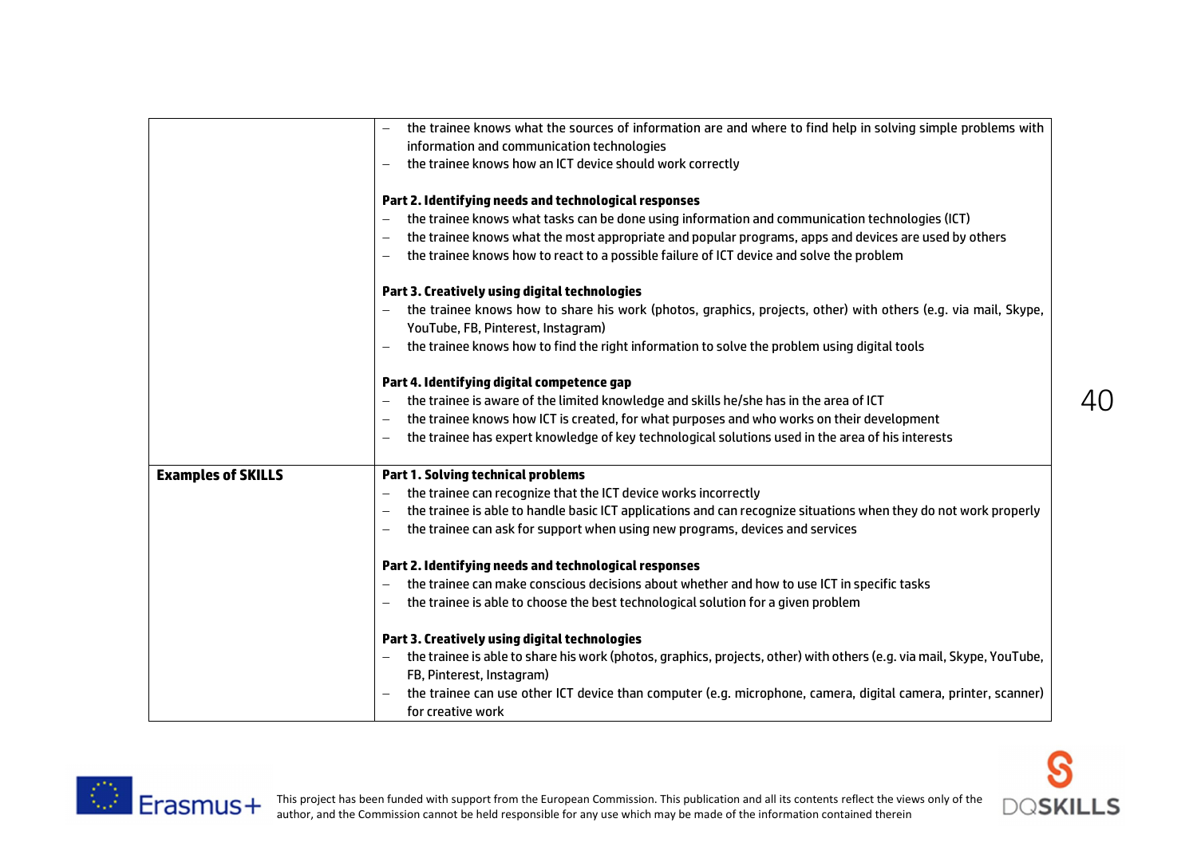| | |
|---|---|
| | – the trainee knows what the sources of information are and where to find help in solving simple problems with information and communication technologies<br>– the trainee knows how an ICT device should work correctly<br><br>**Part 2. Identifying needs and technological responses**<br>– the trainee knows what tasks can be done using information and communication technologies (ICT)<br>– the trainee knows what the most appropriate and popular programs, apps and devices are used by others<br>– the trainee knows how to react to a possible failure of ICT device and solve the problem<br><br>**Part 3. Creatively using digital technologies**<br>– the trainee knows how to share his work (photos, graphics, projects, other) with others (e.g. via mail, Skype, YouTube, FB, Pinterest, Instagram)<br>– the trainee knows how to find the right information to solve the problem using digital tools<br><br>**Part 4. Identifying digital competence gap**<br>– the trainee is aware of the limited knowledge and skills he/she has in the area of ICT<br>– the trainee knows how ICT is created, for what purposes and who works on their development<br>– the trainee has expert knowledge of key technological solutions used in the area of his interests |
| **Examples of SKILLS** | **Part 1. Solving technical problems**<br>– the trainee can recognize that the ICT device works incorrectly<br>– the trainee is able to handle basic ICT applications and can recognize situations when they do not work properly<br>– the trainee can ask for support when using new programs, devices and services<br><br>**Part 2. Identifying needs and technological responses**<br>– the trainee can make conscious decisions about whether and how to use ICT in specific tasks<br>– the trainee is able to choose the best technological solution for a given problem<br><br>**Part 3. Creatively using digital technologies**<br>– the trainee is able to share his work (photos, graphics, projects, other) with others (e.g. via mail, Skype, YouTube, FB, Pinterest, Instagram)<br>– the trainee can use other ICT device than computer (e.g. microphone, camera, digital camera, printer, scanner) for creative work |

This project has been funded with support from the European Commission. This publication and all its contents reflect the views only of the author, and the Commission cannot be held responsible for any use which may be made of the information contained therein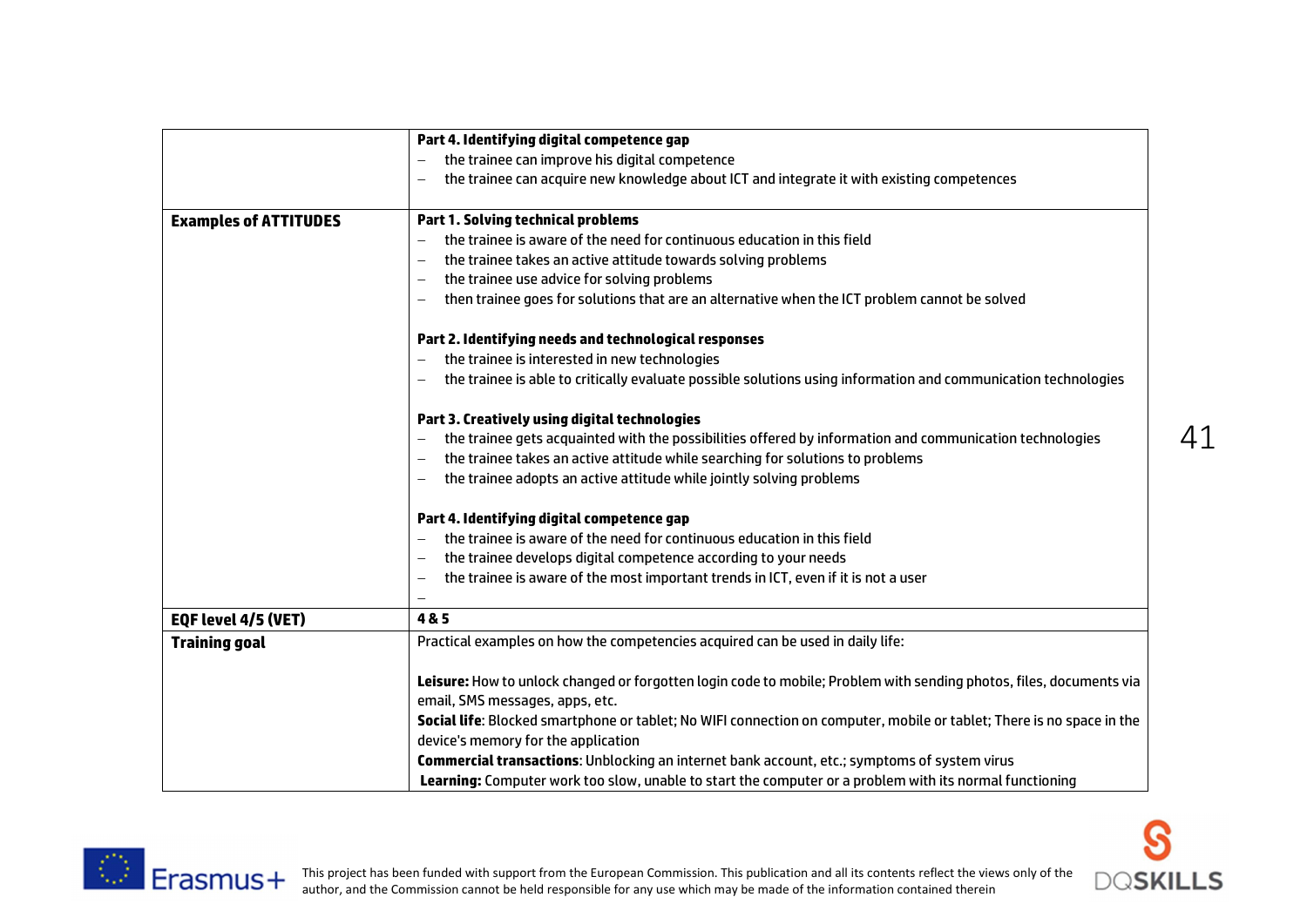|  |  |
|---|---|
|  | **Part 4. Identifying digital competence gap**<br>– the trainee can improve his digital competence<br>– the trainee can acquire new knowledge about ICT and integrate it with existing competences |
| **Examples of ATTITUDES** | **Part 1. Solving technical problems**<br>– the trainee is aware of the need for continuous education in this field<br>– the trainee takes an active attitude towards solving problems<br>– the trainee use advice for solving problems<br>– then trainee goes for solutions that are an alternative when the ICT problem cannot be solved<br><br>**Part 2. Identifying needs and technological responses**<br>– the trainee is interested in new technologies<br>– the trainee is able to critically evaluate possible solutions using information and communication technologies<br><br>**Part 3. Creatively using digital technologies**<br>– the trainee gets acquainted with the possibilities offered by information and communication technologies<br>– the trainee takes an active attitude while searching for solutions to problems<br>– the trainee adopts an active attitude while jointly solving problems<br><br>**Part 4. Identifying digital competence gap**<br>– the trainee is aware of the need for continuous education in this field<br>– the trainee develops digital competence according to your needs<br>– the trainee is aware of the most important trends in ICT, even if it is not a user<br>– |
| **EQF level 4/5 (VET)** | **4 & 5** |
| **Training goal** | Practical examples on how the competencies acquired can be used in daily life:<br><br>**Leisure:** How to unlock changed or forgotten login code to mobile; Problem with sending photos, files, documents via email, SMS messages, apps, etc.<br>**Social life**: Blocked smartphone or tablet; No WIFI connection on computer, mobile or tablet; There is no space in the device's memory for the application<br>**Commercial transactions**: Unblocking an internet bank account, etc.; symptoms of system virus<br>**Learning:** Computer work too slow, unable to start the computer or a problem with its normal functioning |

This project has been funded with support from the European Commission. This publication and all its contents reflect the views only of the author, and the Commission cannot be held responsible for any use which may be made of the information contained therein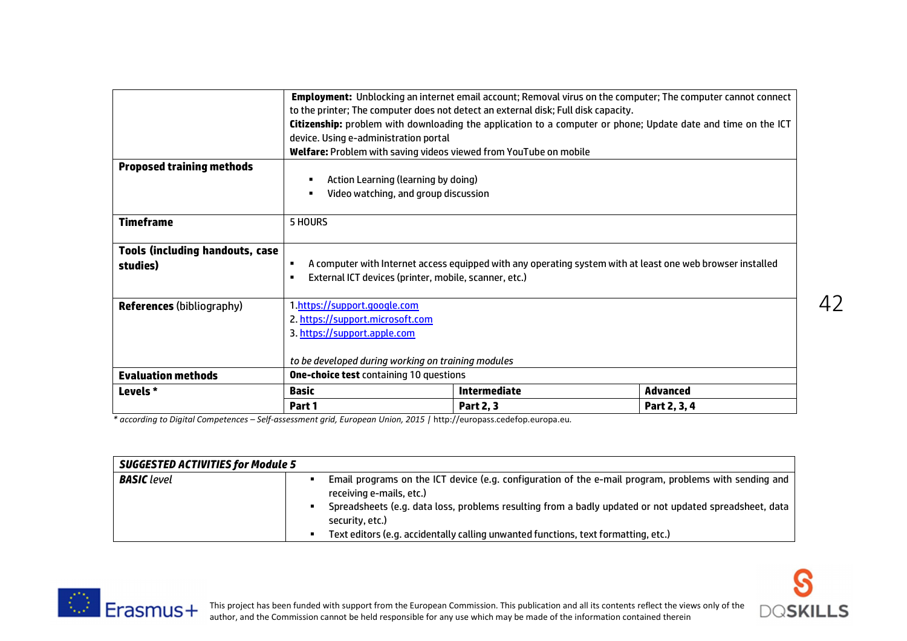| | | | |
|---|---|---|---|
| | **Employment:** Unblocking an internet email account; Removal virus on the computer; The computer cannot connect to the printer; The computer does not detect an external disk; Full disk capacity.<br>**Citizenship:** problem with downloading the application to a computer or phone; Update date and time on the ICT device. Using e-administration portal<br>**Welfare:** Problem with saving videos viewed from YouTube on mobile | | |
| **Proposed training methods** | ▪ Action Learning (learning by doing)<br>▪ Video watching, and group discussion | | |
| **Timeframe** | 5 HOURS | | |
| **Tools (including handouts, case studies)** | ▪ A computer with Internet access equipped with any operating system with at least one web browser installed<br>▪ External ICT devices (printer, mobile, scanner, etc.) | | |
| **References** (bibliography) | 1.https://support.google.com<br>2. https://support.microsoft.com<br>3. https://support.apple.com<br><br>*to be developed during working on training modules* | | |
| **Evaluation methods** | **One-choice test** containing 10 questions | | |
| **Levels \*** | **Basic** | **Intermediate** | **Advanced** |
| | **Part 1** | **Part 2, 3** | **Part 2, 3, 4** |

*\* according to Digital Competences – Self-assessment grid, European Union, 2015 |* http://europass.cedefop.europa.eu.

| ***SUGGESTED ACTIVITIES for Module 5*** | |
|---|---|
| ***BASIC** level* | ▪ Email programs on the ICT device (e.g. configuration of the e-mail program, problems with sending and receiving e-mails, etc.)<br>▪ Spreadsheets (e.g. data loss, problems resulting from a badly updated or not updated spreadsheet, data security, etc.)<br>▪ Text editors (e.g. accidentally calling unwanted functions, text formatting, etc.) |

This project has been funded with support from the European Commission. This publication and all its contents reflect the views only of the author, and the Commission cannot be held responsible for any use which may be made of the information contained therein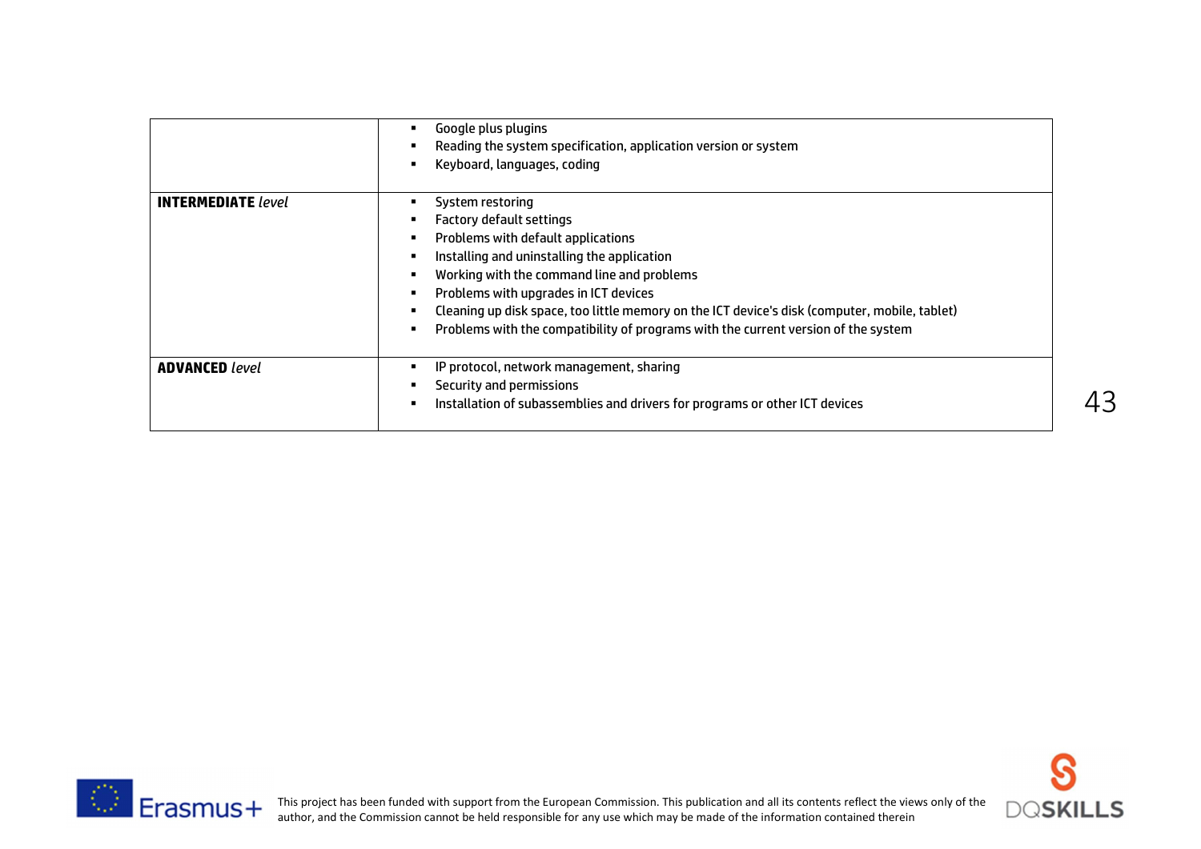| | |
|---|---|
| | ▪ Google plus plugins<br>▪ Reading the system specification, application version or system<br>▪ Keyboard, languages, coding |
| **INTERMEDIATE** *level* | ▪ System restoring<br>▪ Factory default settings<br>▪ Problems with default applications<br>▪ Installing and uninstalling the application<br>▪ Working with the command line and problems<br>▪ Problems with upgrades in ICT devices<br>▪ Cleaning up disk space, too little memory on the ICT device's disk (computer, mobile, tablet)<br>▪ Problems with the compatibility of programs with the current version of the system |
| **ADVANCED** *level* | ▪ IP protocol, network management, sharing<br>▪ Security and permissions<br>▪ Installation of subassemblies and drivers for programs or other ICT devices |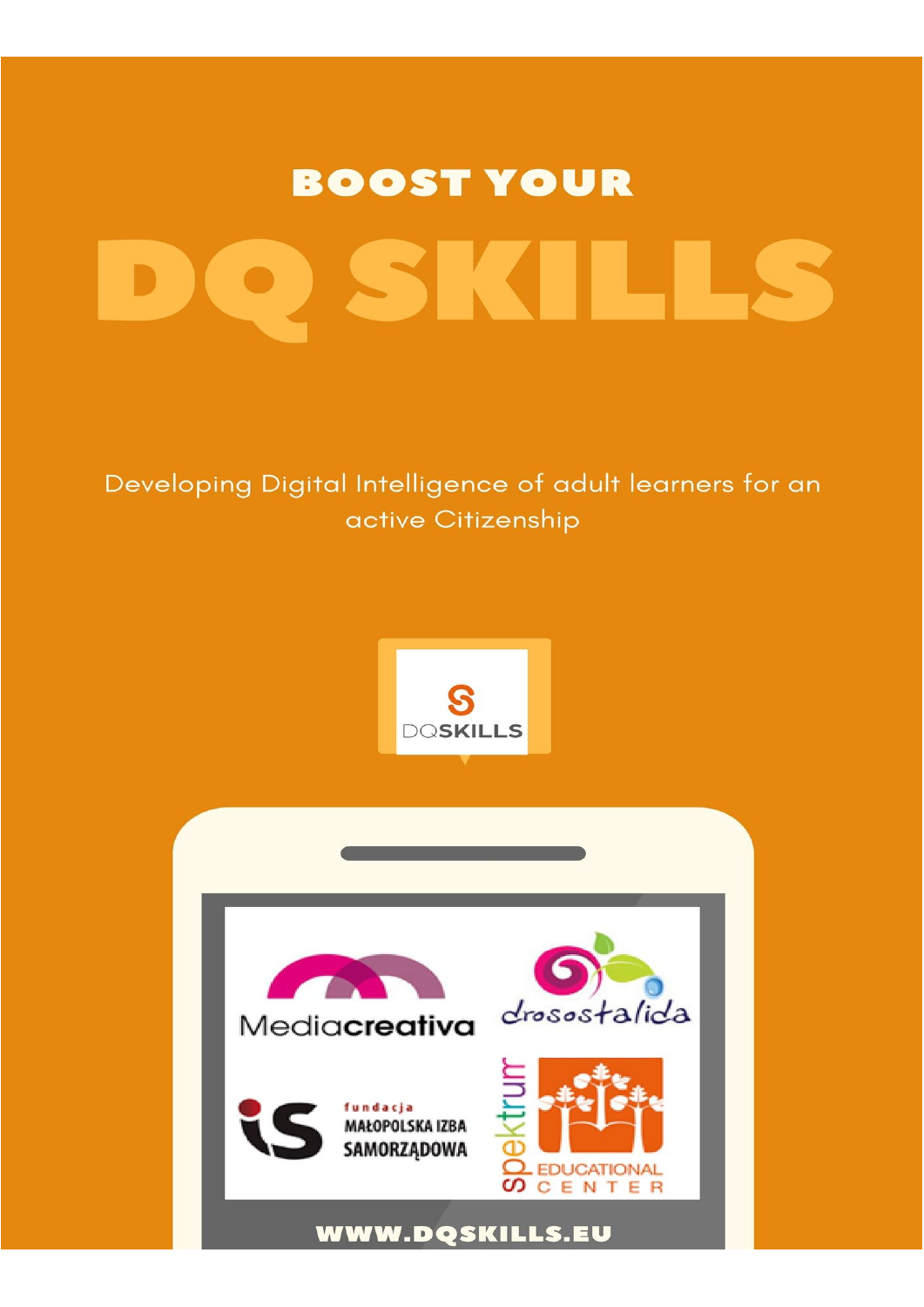# BOOST YOUR

# DQ SKILLS

Developing Digital Intelligence of adult learners for an active Citizenship

DQSKILLS

Mediacreativa

drosostalida

fundacja MAŁOPOLSKA IZBA SAMORZĄDOWA

spektrum EDUCATIONAL CENTER

WWW.DQSKILLS.EU